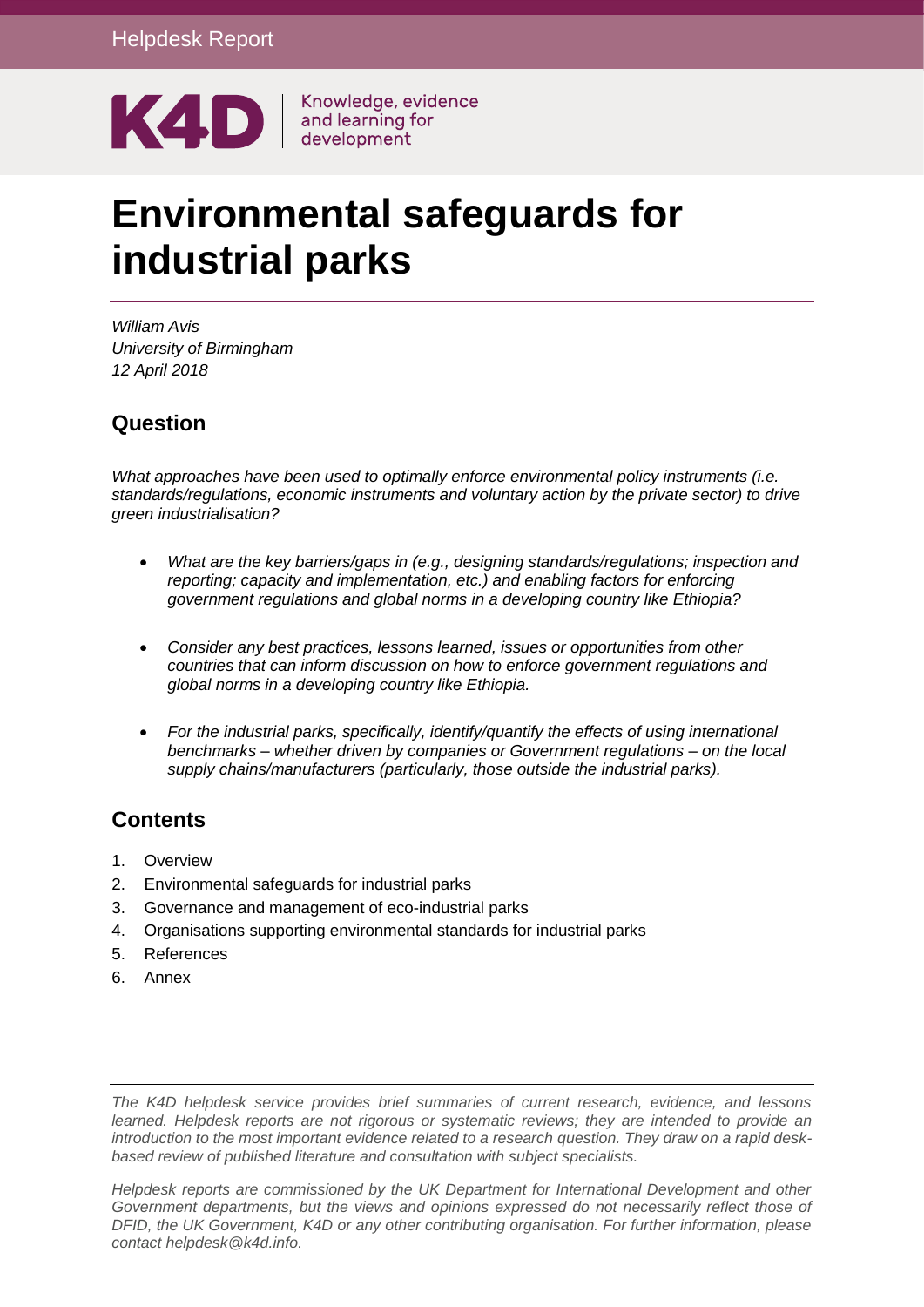Helpdesk Report

K4D Knowledge, evidence and learning for development

# Environmental safeguards for industrial parks

*William Avis*
*University of Birmingham*
*12 April 2018*

## Question

*What approaches have been used to optimally enforce environmental policy instruments (i.e. standards/regulations, economic instruments and voluntary action by the private sector) to drive green industrialisation?*

- *What are the key barriers/gaps in (e.g., designing standards/regulations; inspection and reporting; capacity and implementation, etc.) and enabling factors for enforcing government regulations and global norms in a developing country like Ethiopia?*
- *Consider any best practices, lessons learned, issues or opportunities from other countries that can inform discussion on how to enforce government regulations and global norms in a developing country like Ethiopia.*
- *For the industrial parks, specifically, identify/quantify the effects of using international benchmarks – whether driven by companies or Government regulations – on the local supply chains/manufacturers (particularly, those outside the industrial parks).*

## Contents

1. Overview
2. Environmental safeguards for industrial parks
3. Governance and management of eco-industrial parks
4. Organisations supporting environmental standards for industrial parks
5. References
6. Annex

*The K4D helpdesk service provides brief summaries of current research, evidence, and lessons learned. Helpdesk reports are not rigorous or systematic reviews; they are intended to provide an introduction to the most important evidence related to a research question. They draw on a rapid desk-based review of published literature and consultation with subject specialists.*

*Helpdesk reports are commissioned by the UK Department for International Development and other Government departments, but the views and opinions expressed do not necessarily reflect those of DFID, the UK Government, K4D or any other contributing organisation. For further information, please contact helpdesk@k4d.info.*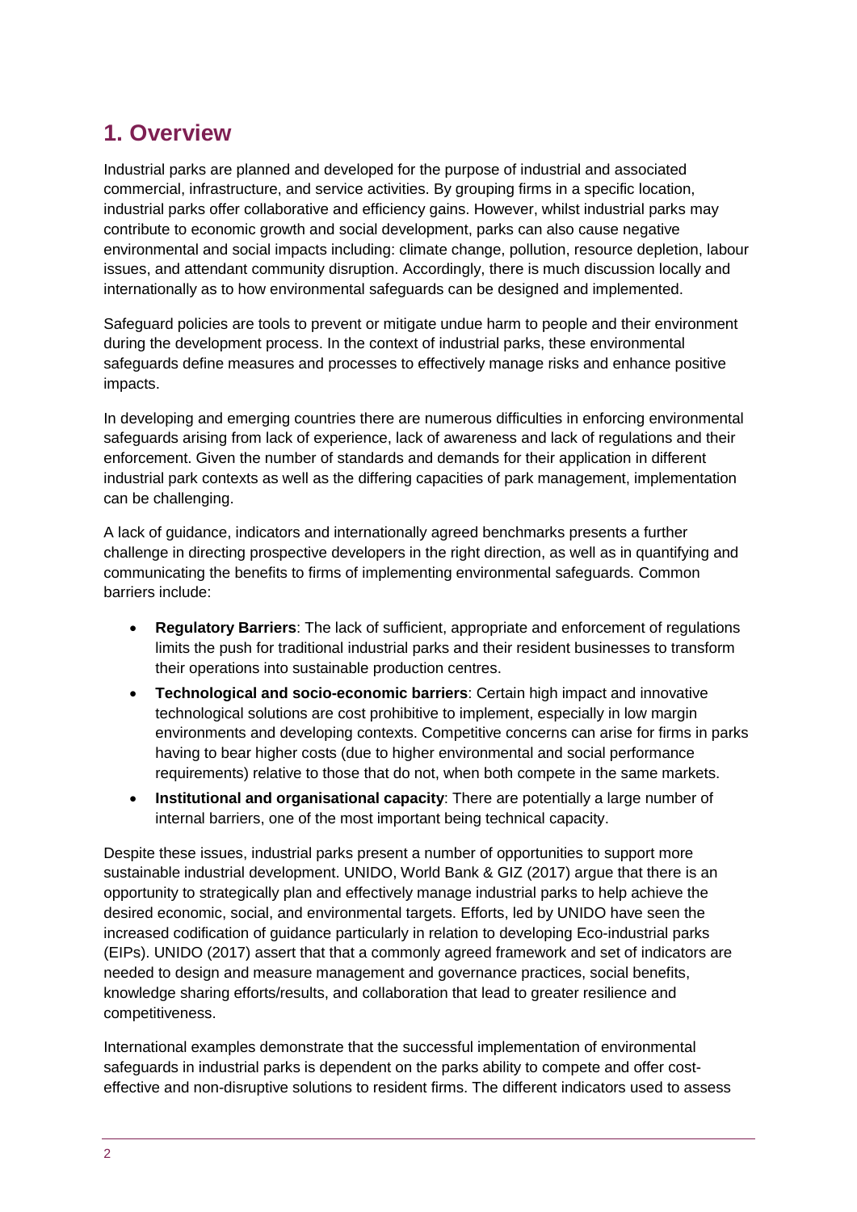# 1. Overview

Industrial parks are planned and developed for the purpose of industrial and associated commercial, infrastructure, and service activities. By grouping firms in a specific location, industrial parks offer collaborative and efficiency gains. However, whilst industrial parks may contribute to economic growth and social development, parks can also cause negative environmental and social impacts including: climate change, pollution, resource depletion, labour issues, and attendant community disruption. Accordingly, there is much discussion locally and internationally as to how environmental safeguards can be designed and implemented.

Safeguard policies are tools to prevent or mitigate undue harm to people and their environment during the development process. In the context of industrial parks, these environmental safeguards define measures and processes to effectively manage risks and enhance positive impacts.

In developing and emerging countries there are numerous difficulties in enforcing environmental safeguards arising from lack of experience, lack of awareness and lack of regulations and their enforcement. Given the number of standards and demands for their application in different industrial park contexts as well as the differing capacities of park management, implementation can be challenging.

A lack of guidance, indicators and internationally agreed benchmarks presents a further challenge in directing prospective developers in the right direction, as well as in quantifying and communicating the benefits to firms of implementing environmental safeguards. Common barriers include:

- **Regulatory Barriers**: The lack of sufficient, appropriate and enforcement of regulations limits the push for traditional industrial parks and their resident businesses to transform their operations into sustainable production centres.
- **Technological and socio-economic barriers**: Certain high impact and innovative technological solutions are cost prohibitive to implement, especially in low margin environments and developing contexts. Competitive concerns can arise for firms in parks having to bear higher costs (due to higher environmental and social performance requirements) relative to those that do not, when both compete in the same markets.
- **Institutional and organisational capacity**: There are potentially a large number of internal barriers, one of the most important being technical capacity.

Despite these issues, industrial parks present a number of opportunities to support more sustainable industrial development. UNIDO, World Bank & GIZ (2017) argue that there is an opportunity to strategically plan and effectively manage industrial parks to help achieve the desired economic, social, and environmental targets. Efforts, led by UNIDO have seen the increased codification of guidance particularly in relation to developing Eco-industrial parks (EIPs). UNIDO (2017) assert that that a commonly agreed framework and set of indicators are needed to design and measure management and governance practices, social benefits, knowledge sharing efforts/results, and collaboration that lead to greater resilience and competitiveness.

International examples demonstrate that the successful implementation of environmental safeguards in industrial parks is dependent on the parks ability to compete and offer cost-effective and non-disruptive solutions to resident firms. The different indicators used to assess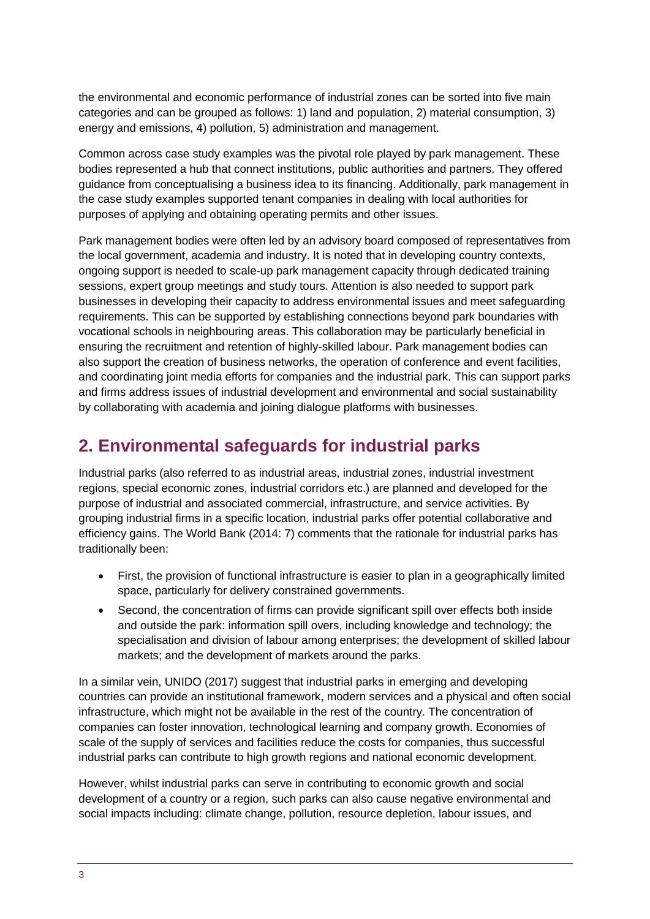the environmental and economic performance of industrial zones can be sorted into five main categories and can be grouped as follows: 1) land and population, 2) material consumption, 3) energy and emissions, 4) pollution, 5) administration and management.

Common across case study examples was the pivotal role played by park management. These bodies represented a hub that connect institutions, public authorities and partners. They offered guidance from conceptualising a business idea to its financing. Additionally, park management in the case study examples supported tenant companies in dealing with local authorities for purposes of applying and obtaining operating permits and other issues.

Park management bodies were often led by an advisory board composed of representatives from the local government, academia and industry. It is noted that in developing country contexts, ongoing support is needed to scale-up park management capacity through dedicated training sessions, expert group meetings and study tours. Attention is also needed to support park businesses in developing their capacity to address environmental issues and meet safeguarding requirements. This can be supported by establishing connections beyond park boundaries with vocational schools in neighbouring areas. This collaboration may be particularly beneficial in ensuring the recruitment and retention of highly-skilled labour. Park management bodies can also support the creation of business networks, the operation of conference and event facilities, and coordinating joint media efforts for companies and the industrial park. This can support parks and firms address issues of industrial development and environmental and social sustainability by collaborating with academia and joining dialogue platforms with businesses.

## 2. Environmental safeguards for industrial parks

Industrial parks (also referred to as industrial areas, industrial zones, industrial investment regions, special economic zones, industrial corridors etc.) are planned and developed for the purpose of industrial and associated commercial, infrastructure, and service activities. By grouping industrial firms in a specific location, industrial parks offer potential collaborative and efficiency gains. The World Bank (2014: 7) comments that the rationale for industrial parks has traditionally been:

- First, the provision of functional infrastructure is easier to plan in a geographically limited space, particularly for delivery constrained governments.
- Second, the concentration of firms can provide significant spill over effects both inside and outside the park: information spill overs, including knowledge and technology; the specialisation and division of labour among enterprises; the development of skilled labour markets; and the development of markets around the parks.

In a similar vein, UNIDO (2017) suggest that industrial parks in emerging and developing countries can provide an institutional framework, modern services and a physical and often social infrastructure, which might not be available in the rest of the country. The concentration of companies can foster innovation, technological learning and company growth. Economies of scale of the supply of services and facilities reduce the costs for companies, thus successful industrial parks can contribute to high growth regions and national economic development.

However, whilst industrial parks can serve in contributing to economic growth and social development of a country or a region, such parks can also cause negative environmental and social impacts including: climate change, pollution, resource depletion, labour issues, and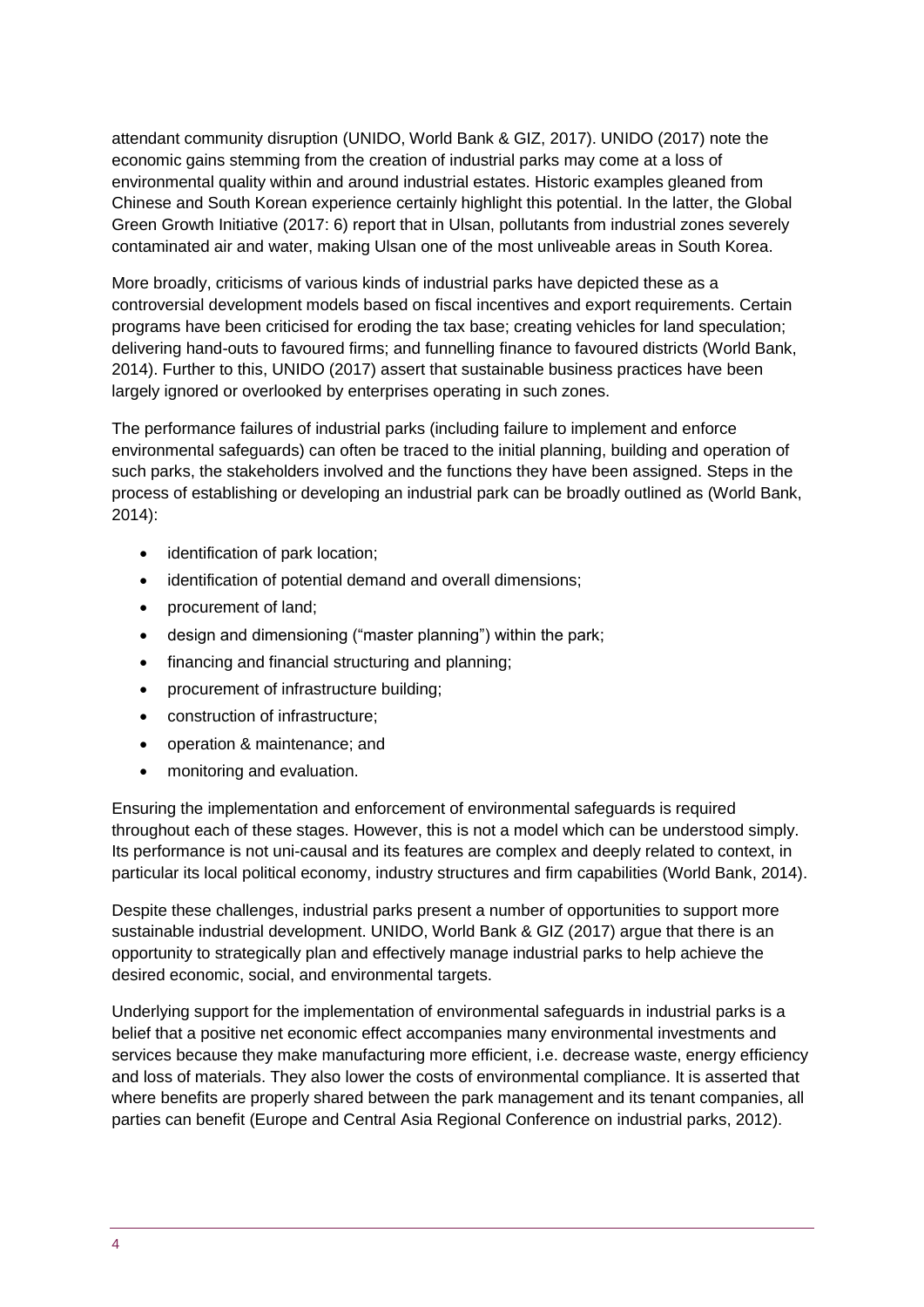attendant community disruption (UNIDO, World Bank & GIZ, 2017). UNIDO (2017) note the economic gains stemming from the creation of industrial parks may come at a loss of environmental quality within and around industrial estates. Historic examples gleaned from Chinese and South Korean experience certainly highlight this potential. In the latter, the Global Green Growth Initiative (2017: 6) report that in Ulsan, pollutants from industrial zones severely contaminated air and water, making Ulsan one of the most unliveable areas in South Korea.

More broadly, criticisms of various kinds of industrial parks have depicted these as a controversial development models based on fiscal incentives and export requirements. Certain programs have been criticised for eroding the tax base; creating vehicles for land speculation; delivering hand-outs to favoured firms; and funnelling finance to favoured districts (World Bank, 2014). Further to this, UNIDO (2017) assert that sustainable business practices have been largely ignored or overlooked by enterprises operating in such zones.

The performance failures of industrial parks (including failure to implement and enforce environmental safeguards) can often be traced to the initial planning, building and operation of such parks, the stakeholders involved and the functions they have been assigned. Steps in the process of establishing or developing an industrial park can be broadly outlined as (World Bank, 2014):

- identification of park location;
- identification of potential demand and overall dimensions;
- procurement of land;
- design and dimensioning ("master planning") within the park;
- financing and financial structuring and planning;
- procurement of infrastructure building;
- construction of infrastructure;
- operation & maintenance; and
- monitoring and evaluation.

Ensuring the implementation and enforcement of environmental safeguards is required throughout each of these stages. However, this is not a model which can be understood simply. Its performance is not uni-causal and its features are complex and deeply related to context, in particular its local political economy, industry structures and firm capabilities (World Bank, 2014).

Despite these challenges, industrial parks present a number of opportunities to support more sustainable industrial development. UNIDO, World Bank & GIZ (2017) argue that there is an opportunity to strategically plan and effectively manage industrial parks to help achieve the desired economic, social, and environmental targets.

Underlying support for the implementation of environmental safeguards in industrial parks is a belief that a positive net economic effect accompanies many environmental investments and services because they make manufacturing more efficient, i.e. decrease waste, energy efficiency and loss of materials. They also lower the costs of environmental compliance. It is asserted that where benefits are properly shared between the park management and its tenant companies, all parties can benefit (Europe and Central Asia Regional Conference on industrial parks, 2012).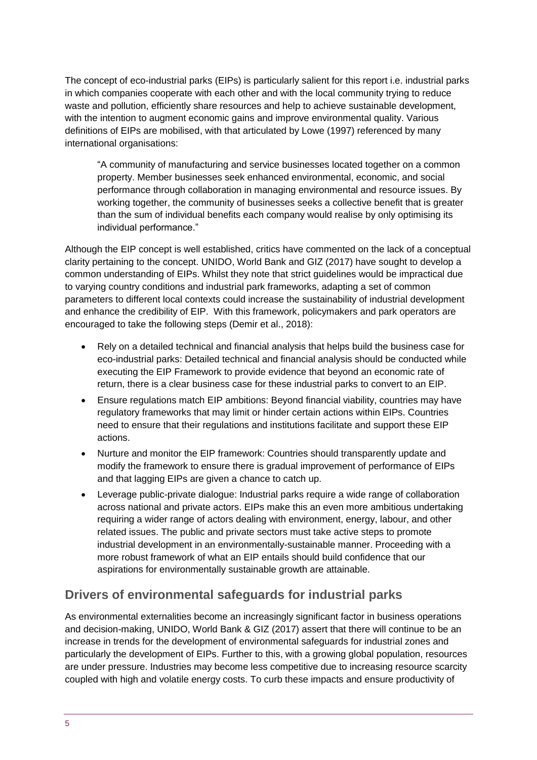The concept of eco-industrial parks (EIPs) is particularly salient for this report i.e. industrial parks in which companies cooperate with each other and with the local community trying to reduce waste and pollution, efficiently share resources and help to achieve sustainable development, with the intention to augment economic gains and improve environmental quality. Various definitions of EIPs are mobilised, with that articulated by Lowe (1997) referenced by many international organisations:

> "A community of manufacturing and service businesses located together on a common property. Member businesses seek enhanced environmental, economic, and social performance through collaboration in managing environmental and resource issues. By working together, the community of businesses seeks a collective benefit that is greater than the sum of individual benefits each company would realise by only optimising its individual performance."

Although the EIP concept is well established, critics have commented on the lack of a conceptual clarity pertaining to the concept. UNIDO, World Bank and GIZ (2017) have sought to develop a common understanding of EIPs. Whilst they note that strict guidelines would be impractical due to varying country conditions and industrial park frameworks, adapting a set of common parameters to different local contexts could increase the sustainability of industrial development and enhance the credibility of EIP. With this framework, policymakers and park operators are encouraged to take the following steps (Demir et al., 2018):

- Rely on a detailed technical and financial analysis that helps build the business case for eco-industrial parks: Detailed technical and financial analysis should be conducted while executing the EIP Framework to provide evidence that beyond an economic rate of return, there is a clear business case for these industrial parks to convert to an EIP.
- Ensure regulations match EIP ambitions: Beyond financial viability, countries may have regulatory frameworks that may limit or hinder certain actions within EIPs. Countries need to ensure that their regulations and institutions facilitate and support these EIP actions.
- Nurture and monitor the EIP framework: Countries should transparently update and modify the framework to ensure there is gradual improvement of performance of EIPs and that lagging EIPs are given a chance to catch up.
- Leverage public-private dialogue: Industrial parks require a wide range of collaboration across national and private actors. EIPs make this an even more ambitious undertaking requiring a wider range of actors dealing with environment, energy, labour, and other related issues. The public and private sectors must take active steps to promote industrial development in an environmentally-sustainable manner. Proceeding with a more robust framework of what an EIP entails should build confidence that our aspirations for environmentally sustainable growth are attainable.

## Drivers of environmental safeguards for industrial parks

As environmental externalities become an increasingly significant factor in business operations and decision-making, UNIDO, World Bank & GIZ (2017) assert that there will continue to be an increase in trends for the development of environmental safeguards for industrial zones and particularly the development of EIPs. Further to this, with a growing global population, resources are under pressure. Industries may become less competitive due to increasing resource scarcity coupled with high and volatile energy costs. To curb these impacts and ensure productivity of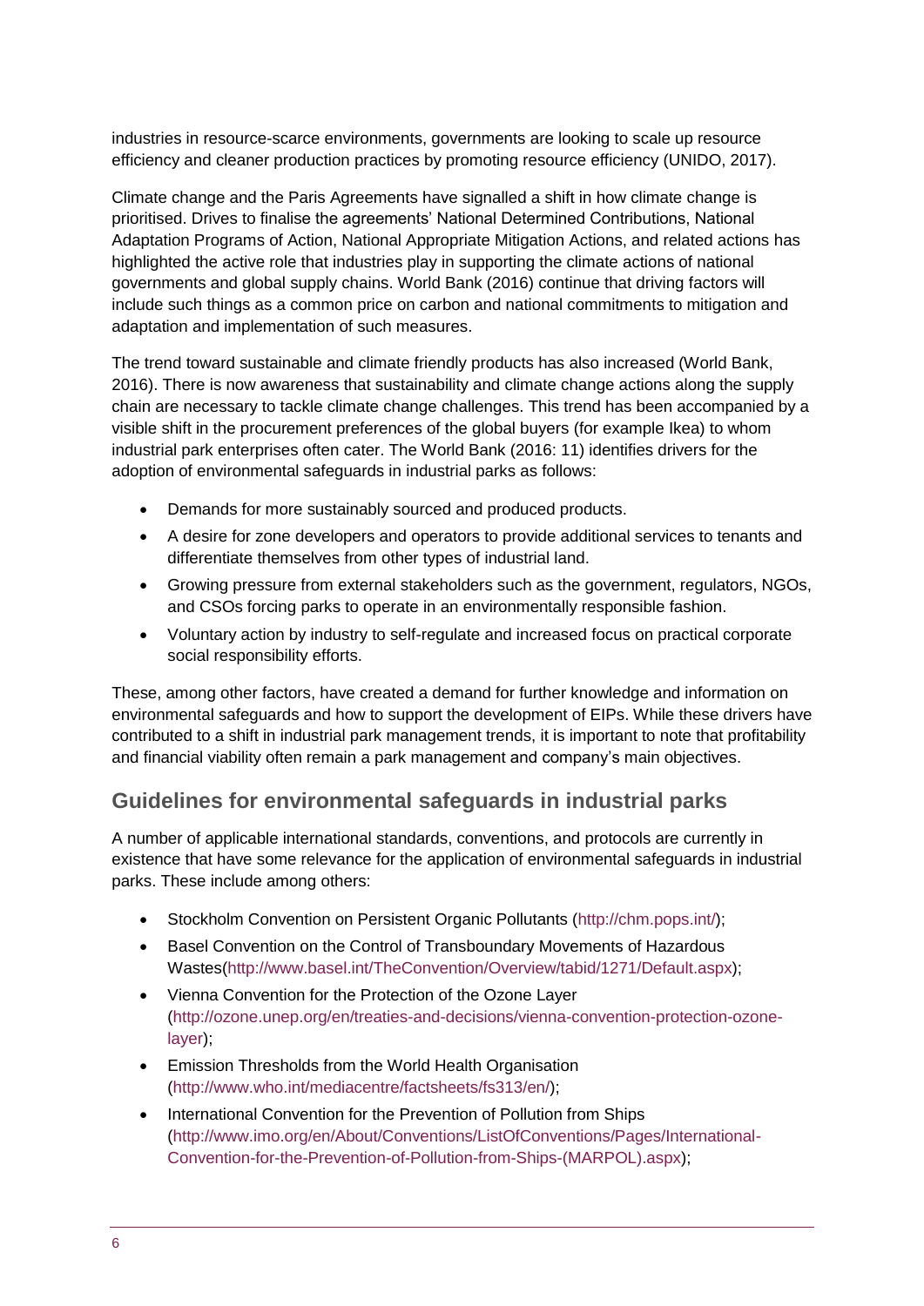industries in resource-scarce environments, governments are looking to scale up resource efficiency and cleaner production practices by promoting resource efficiency (UNIDO, 2017).

Climate change and the Paris Agreements have signalled a shift in how climate change is prioritised. Drives to finalise the agreements' National Determined Contributions, National Adaptation Programs of Action, National Appropriate Mitigation Actions, and related actions has highlighted the active role that industries play in supporting the climate actions of national governments and global supply chains. World Bank (2016) continue that driving factors will include such things as a common price on carbon and national commitments to mitigation and adaptation and implementation of such measures.

The trend toward sustainable and climate friendly products has also increased (World Bank, 2016). There is now awareness that sustainability and climate change actions along the supply chain are necessary to tackle climate change challenges. This trend has been accompanied by a visible shift in the procurement preferences of the global buyers (for example Ikea) to whom industrial park enterprises often cater. The World Bank (2016: 11) identifies drivers for the adoption of environmental safeguards in industrial parks as follows:

- Demands for more sustainably sourced and produced products.
- A desire for zone developers and operators to provide additional services to tenants and differentiate themselves from other types of industrial land.
- Growing pressure from external stakeholders such as the government, regulators, NGOs, and CSOs forcing parks to operate in an environmentally responsible fashion.
- Voluntary action by industry to self-regulate and increased focus on practical corporate social responsibility efforts.

These, among other factors, have created a demand for further knowledge and information on environmental safeguards and how to support the development of EIPs. While these drivers have contributed to a shift in industrial park management trends, it is important to note that profitability and financial viability often remain a park management and company's main objectives.

## Guidelines for environmental safeguards in industrial parks

A number of applicable international standards, conventions, and protocols are currently in existence that have some relevance for the application of environmental safeguards in industrial parks. These include among others:

- Stockholm Convention on Persistent Organic Pollutants (http://chm.pops.int/);
- Basel Convention on the Control of Transboundary Movements of Hazardous Wastes(http://www.basel.int/TheConvention/Overview/tabid/1271/Default.aspx);
- Vienna Convention for the Protection of the Ozone Layer (http://ozone.unep.org/en/treaties-and-decisions/vienna-convention-protection-ozone-layer);
- Emission Thresholds from the World Health Organisation (http://www.who.int/mediacentre/factsheets/fs313/en/);
- International Convention for the Prevention of Pollution from Ships (http://www.imo.org/en/About/Conventions/ListOfConventions/Pages/International-Convention-for-the-Prevention-of-Pollution-from-Ships-(MARPOL).aspx);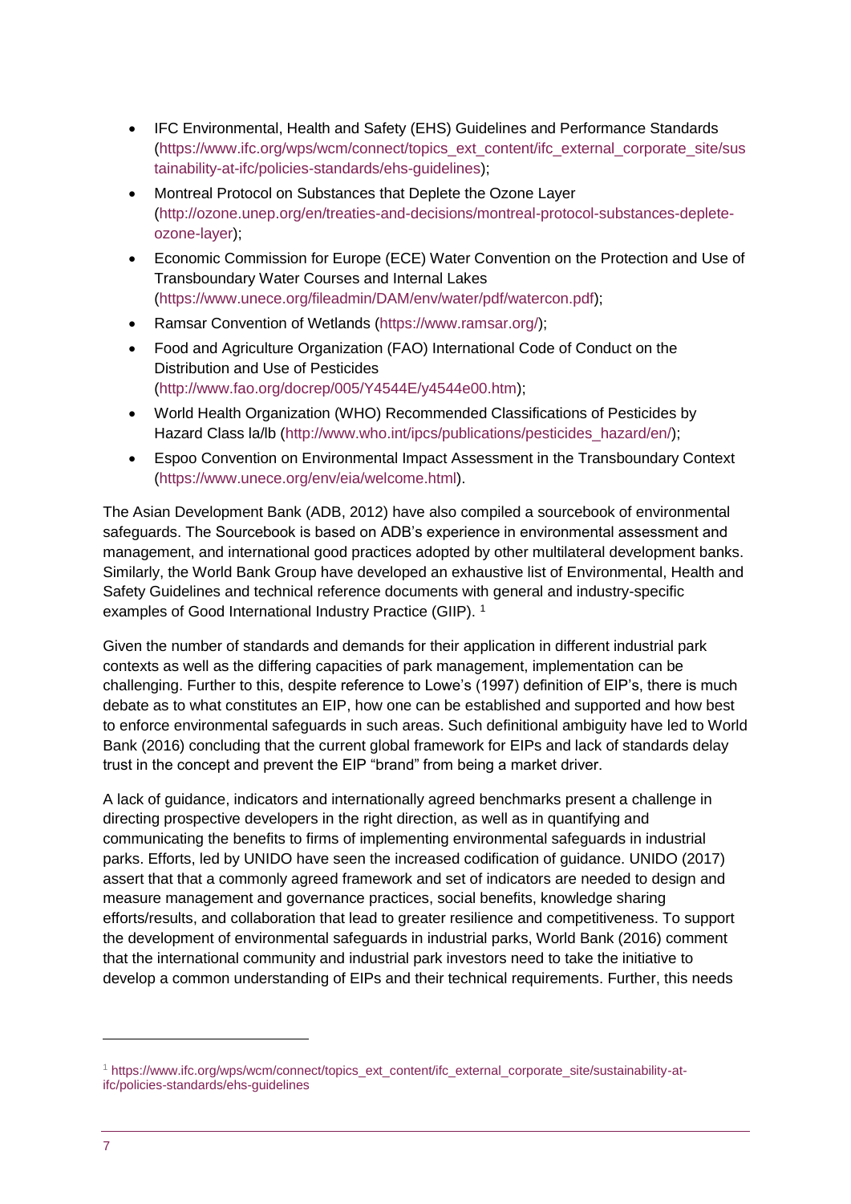- IFC Environmental, Health and Safety (EHS) Guidelines and Performance Standards (https://www.ifc.org/wps/wcm/connect/topics_ext_content/ifc_external_corporate_site/sustainability-at-ifc/policies-standards/ehs-guidelines);
- Montreal Protocol on Substances that Deplete the Ozone Layer (http://ozone.unep.org/en/treaties-and-decisions/montreal-protocol-substances-deplete-ozone-layer);
- Economic Commission for Europe (ECE) Water Convention on the Protection and Use of Transboundary Water Courses and Internal Lakes (https://www.unece.org/fileadmin/DAM/env/water/pdf/watercon.pdf);
- Ramsar Convention of Wetlands (https://www.ramsar.org/);
- Food and Agriculture Organization (FAO) International Code of Conduct on the Distribution and Use of Pesticides (http://www.fao.org/docrep/005/Y4544E/y4544e00.htm);
- World Health Organization (WHO) Recommended Classifications of Pesticides by Hazard Class Ia/Ib (http://www.who.int/ipcs/publications/pesticides_hazard/en/);
- Espoo Convention on Environmental Impact Assessment in the Transboundary Context (https://www.unece.org/env/eia/welcome.html).

The Asian Development Bank (ADB, 2012) have also compiled a sourcebook of environmental safeguards. The Sourcebook is based on ADB's experience in environmental assessment and management, and international good practices adopted by other multilateral development banks. Similarly, the World Bank Group have developed an exhaustive list of Environmental, Health and Safety Guidelines and technical reference documents with general and industry-specific examples of Good International Industry Practice (GIIP). [1]

Given the number of standards and demands for their application in different industrial park contexts as well as the differing capacities of park management, implementation can be challenging. Further to this, despite reference to Lowe's (1997) definition of EIP's, there is much debate as to what constitutes an EIP, how one can be established and supported and how best to enforce environmental safeguards in such areas. Such definitional ambiguity have led to World Bank (2016) concluding that the current global framework for EIPs and lack of standards delay trust in the concept and prevent the EIP "brand" from being a market driver.

A lack of guidance, indicators and internationally agreed benchmarks present a challenge in directing prospective developers in the right direction, as well as in quantifying and communicating the benefits to firms of implementing environmental safeguards in industrial parks. Efforts, led by UNIDO have seen the increased codification of guidance. UNIDO (2017) assert that that a commonly agreed framework and set of indicators are needed to design and measure management and governance practices, social benefits, knowledge sharing efforts/results, and collaboration that lead to greater resilience and competitiveness. To support the development of environmental safeguards in industrial parks, World Bank (2016) comment that the international community and industrial park investors need to take the initiative to develop a common understanding of EIPs and their technical requirements. Further, this needs

[1] https://www.ifc.org/wps/wcm/connect/topics_ext_content/ifc_external_corporate_site/sustainability-at-ifc/policies-standards/ehs-guidelines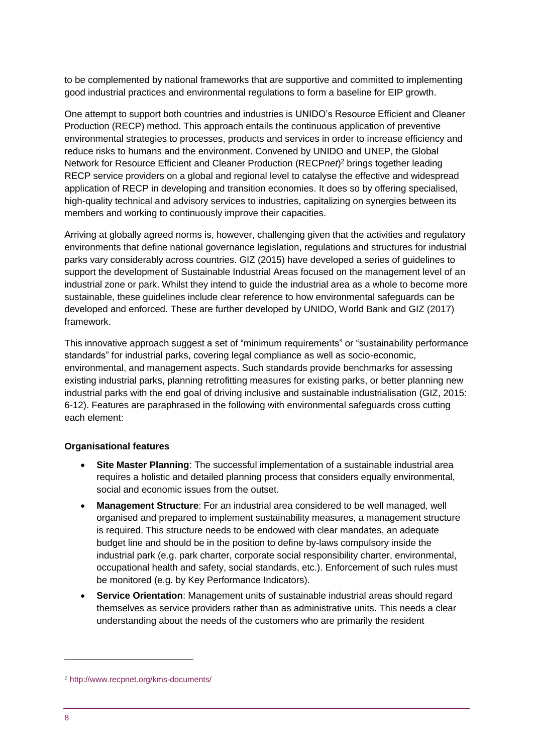to be complemented by national frameworks that are supportive and committed to implementing good industrial practices and environmental regulations to form a baseline for EIP growth.

One attempt to support both countries and industries is UNIDO's Resource Efficient and Cleaner Production (RECP) method. This approach entails the continuous application of preventive environmental strategies to processes, products and services in order to increase efficiency and reduce risks to humans and the environment. Convened by UNIDO and UNEP, the Global Network for Resource Efficient and Cleaner Production (RECP*net*)[2] brings together leading RECP service providers on a global and regional level to catalyse the effective and widespread application of RECP in developing and transition economies. It does so by offering specialised, high-quality technical and advisory services to industries, capitalizing on synergies between its members and working to continuously improve their capacities.

Arriving at globally agreed norms is, however, challenging given that the activities and regulatory environments that define national governance legislation, regulations and structures for industrial parks vary considerably across countries. GIZ (2015) have developed a series of guidelines to support the development of Sustainable Industrial Areas focused on the management level of an industrial zone or park. Whilst they intend to guide the industrial area as a whole to become more sustainable, these guidelines include clear reference to how environmental safeguards can be developed and enforced. These are further developed by UNIDO, World Bank and GIZ (2017) framework.

This innovative approach suggest a set of "minimum requirements" or "sustainability performance standards" for industrial parks, covering legal compliance as well as socio-economic, environmental, and management aspects. Such standards provide benchmarks for assessing existing industrial parks, planning retrofitting measures for existing parks, or better planning new industrial parks with the end goal of driving inclusive and sustainable industrialisation (GIZ, 2015: 6-12). Features are paraphrased in the following with environmental safeguards cross cutting each element:

**Organisational features**

- **Site Master Planning**: The successful implementation of a sustainable industrial area requires a holistic and detailed planning process that considers equally environmental, social and economic issues from the outset.
- **Management Structure**: For an industrial area considered to be well managed, well organised and prepared to implement sustainability measures, a management structure is required. This structure needs to be endowed with clear mandates, an adequate budget line and should be in the position to define by-laws compulsory inside the industrial park (e.g. park charter, corporate social responsibility charter, environmental, occupational health and safety, social standards, etc.). Enforcement of such rules must be monitored (e.g. by Key Performance Indicators).
- **Service Orientation**: Management units of sustainable industrial areas should regard themselves as service providers rather than as administrative units. This needs a clear understanding about the needs of the customers who are primarily the resident

[2] http://www.recpnet.org/kms-documents/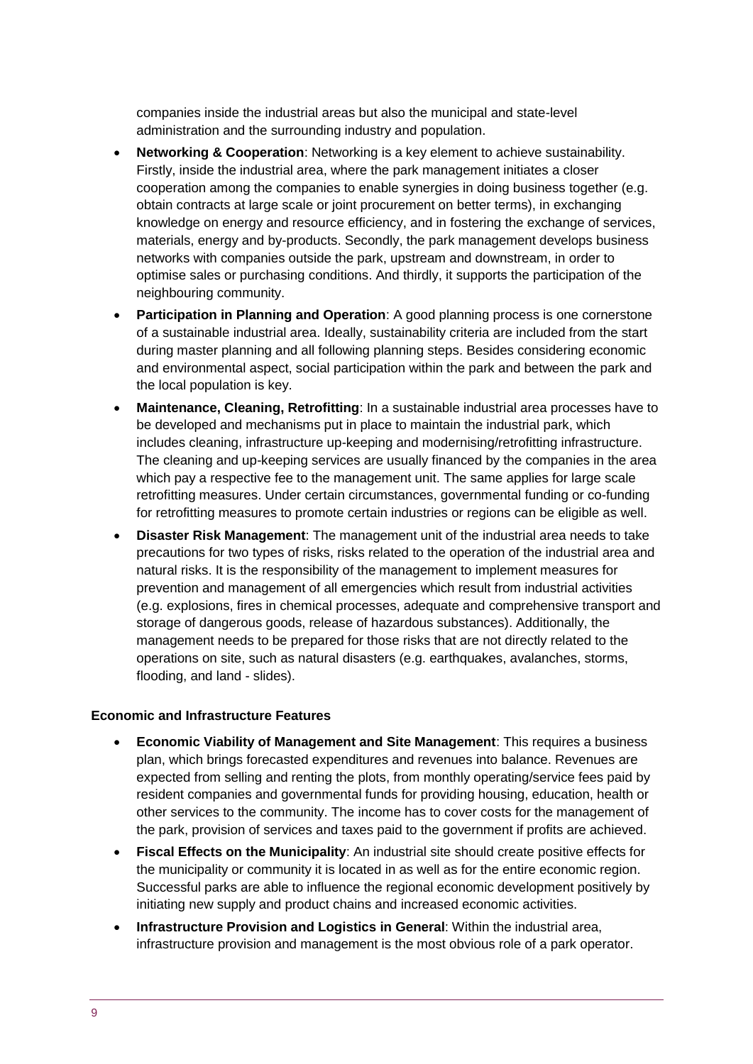companies inside the industrial areas but also the municipal and state-level administration and the surrounding industry and population.

- **Networking & Cooperation**: Networking is a key element to achieve sustainability. Firstly, inside the industrial area, where the park management initiates a closer cooperation among the companies to enable synergies in doing business together (e.g. obtain contracts at large scale or joint procurement on better terms), in exchanging knowledge on energy and resource efficiency, and in fostering the exchange of services, materials, energy and by-products. Secondly, the park management develops business networks with companies outside the park, upstream and downstream, in order to optimise sales or purchasing conditions. And thirdly, it supports the participation of the neighbouring community.
- **Participation in Planning and Operation**: A good planning process is one cornerstone of a sustainable industrial area. Ideally, sustainability criteria are included from the start during master planning and all following planning steps. Besides considering economic and environmental aspect, social participation within the park and between the park and the local population is key.
- **Maintenance, Cleaning, Retrofitting**: In a sustainable industrial area processes have to be developed and mechanisms put in place to maintain the industrial park, which includes cleaning, infrastructure up-keeping and modernising/retrofitting infrastructure. The cleaning and up-keeping services are usually financed by the companies in the area which pay a respective fee to the management unit. The same applies for large scale retrofitting measures. Under certain circumstances, governmental funding or co-funding for retrofitting measures to promote certain industries or regions can be eligible as well.
- **Disaster Risk Management**: The management unit of the industrial area needs to take precautions for two types of risks, risks related to the operation of the industrial area and natural risks. It is the responsibility of the management to implement measures for prevention and management of all emergencies which result from industrial activities (e.g. explosions, fires in chemical processes, adequate and comprehensive transport and storage of dangerous goods, release of hazardous substances). Additionally, the management needs to be prepared for those risks that are not directly related to the operations on site, such as natural disasters (e.g. earthquakes, avalanches, storms, flooding, and land - slides).

**Economic and Infrastructure Features**

- **Economic Viability of Management and Site Management**: This requires a business plan, which brings forecasted expenditures and revenues into balance. Revenues are expected from selling and renting the plots, from monthly operating/service fees paid by resident companies and governmental funds for providing housing, education, health or other services to the community. The income has to cover costs for the management of the park, provision of services and taxes paid to the government if profits are achieved.
- **Fiscal Effects on the Municipality**: An industrial site should create positive effects for the municipality or community it is located in as well as for the entire economic region. Successful parks are able to influence the regional economic development positively by initiating new supply and product chains and increased economic activities.
- **Infrastructure Provision and Logistics in General**: Within the industrial area, infrastructure provision and management is the most obvious role of a park operator.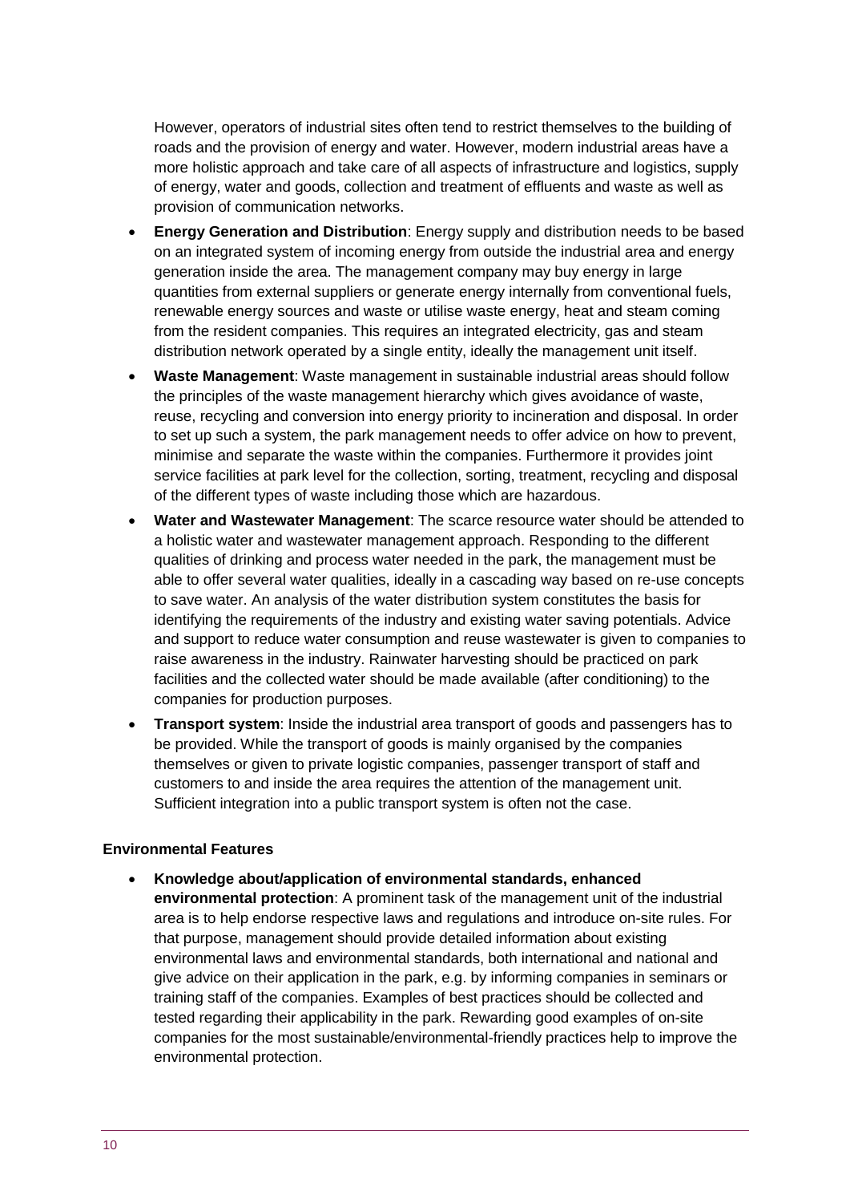However, operators of industrial sites often tend to restrict themselves to the building of roads and the provision of energy and water. However, modern industrial areas have a more holistic approach and take care of all aspects of infrastructure and logistics, supply of energy, water and goods, collection and treatment of effluents and waste as well as provision of communication networks.

- **Energy Generation and Distribution**: Energy supply and distribution needs to be based on an integrated system of incoming energy from outside the industrial area and energy generation inside the area. The management company may buy energy in large quantities from external suppliers or generate energy internally from conventional fuels, renewable energy sources and waste or utilise waste energy, heat and steam coming from the resident companies. This requires an integrated electricity, gas and steam distribution network operated by a single entity, ideally the management unit itself.
- **Waste Management**: Waste management in sustainable industrial areas should follow the principles of the waste management hierarchy which gives avoidance of waste, reuse, recycling and conversion into energy priority to incineration and disposal. In order to set up such a system, the park management needs to offer advice on how to prevent, minimise and separate the waste within the companies. Furthermore it provides joint service facilities at park level for the collection, sorting, treatment, recycling and disposal of the different types of waste including those which are hazardous.
- **Water and Wastewater Management**: The scarce resource water should be attended to a holistic water and wastewater management approach. Responding to the different qualities of drinking and process water needed in the park, the management must be able to offer several water qualities, ideally in a cascading way based on re-use concepts to save water. An analysis of the water distribution system constitutes the basis for identifying the requirements of the industry and existing water saving potentials. Advice and support to reduce water consumption and reuse wastewater is given to companies to raise awareness in the industry. Rainwater harvesting should be practiced on park facilities and the collected water should be made available (after conditioning) to the companies for production purposes.
- **Transport system**: Inside the industrial area transport of goods and passengers has to be provided. While the transport of goods is mainly organised by the companies themselves or given to private logistic companies, passenger transport of staff and customers to and inside the area requires the attention of the management unit. Sufficient integration into a public transport system is often not the case.

**Environmental Features**

- **Knowledge about/application of environmental standards, enhanced environmental protection**: A prominent task of the management unit of the industrial area is to help endorse respective laws and regulations and introduce on-site rules. For that purpose, management should provide detailed information about existing environmental laws and environmental standards, both international and national and give advice on their application in the park, e.g. by informing companies in seminars or training staff of the companies. Examples of best practices should be collected and tested regarding their applicability in the park. Rewarding good examples of on-site companies for the most sustainable/environmental-friendly practices help to improve the environmental protection.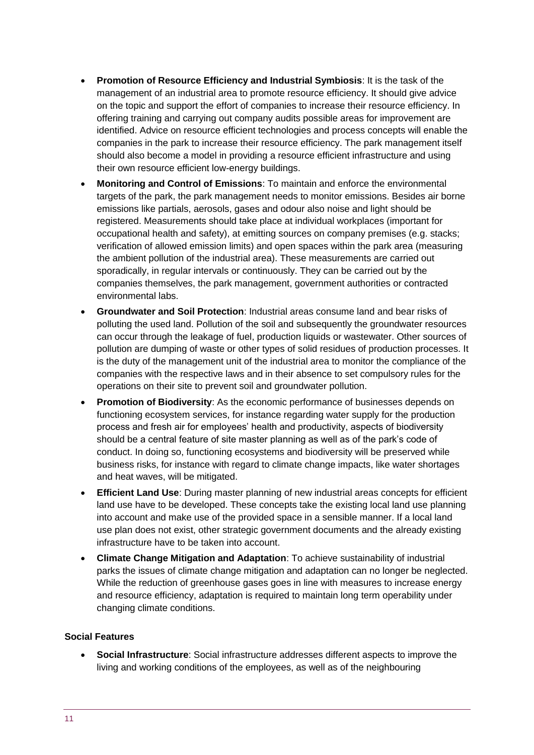- **Promotion of Resource Efficiency and Industrial Symbiosis**: It is the task of the management of an industrial area to promote resource efficiency. It should give advice on the topic and support the effort of companies to increase their resource efficiency. In offering training and carrying out company audits possible areas for improvement are identified. Advice on resource efficient technologies and process concepts will enable the companies in the park to increase their resource efficiency. The park management itself should also become a model in providing a resource efficient infrastructure and using their own resource efficient low-energy buildings.
- **Monitoring and Control of Emissions**: To maintain and enforce the environmental targets of the park, the park management needs to monitor emissions. Besides air borne emissions like partials, aerosols, gases and odour also noise and light should be registered. Measurements should take place at individual workplaces (important for occupational health and safety), at emitting sources on company premises (e.g. stacks; verification of allowed emission limits) and open spaces within the park area (measuring the ambient pollution of the industrial area). These measurements are carried out sporadically, in regular intervals or continuously. They can be carried out by the companies themselves, the park management, government authorities or contracted environmental labs.
- **Groundwater and Soil Protection**: Industrial areas consume land and bear risks of polluting the used land. Pollution of the soil and subsequently the groundwater resources can occur through the leakage of fuel, production liquids or wastewater. Other sources of pollution are dumping of waste or other types of solid residues of production processes. It is the duty of the management unit of the industrial area to monitor the compliance of the companies with the respective laws and in their absence to set compulsory rules for the operations on their site to prevent soil and groundwater pollution.
- **Promotion of Biodiversity**: As the economic performance of businesses depends on functioning ecosystem services, for instance regarding water supply for the production process and fresh air for employees' health and productivity, aspects of biodiversity should be a central feature of site master planning as well as of the park's code of conduct. In doing so, functioning ecosystems and biodiversity will be preserved while business risks, for instance with regard to climate change impacts, like water shortages and heat waves, will be mitigated.
- **Efficient Land Use**: During master planning of new industrial areas concepts for efficient land use have to be developed. These concepts take the existing local land use planning into account and make use of the provided space in a sensible manner. If a local land use plan does not exist, other strategic government documents and the already existing infrastructure have to be taken into account.
- **Climate Change Mitigation and Adaptation**: To achieve sustainability of industrial parks the issues of climate change mitigation and adaptation can no longer be neglected. While the reduction of greenhouse gases goes in line with measures to increase energy and resource efficiency, adaptation is required to maintain long term operability under changing climate conditions.

**Social Features**

- **Social Infrastructure**: Social infrastructure addresses different aspects to improve the living and working conditions of the employees, as well as of the neighbouring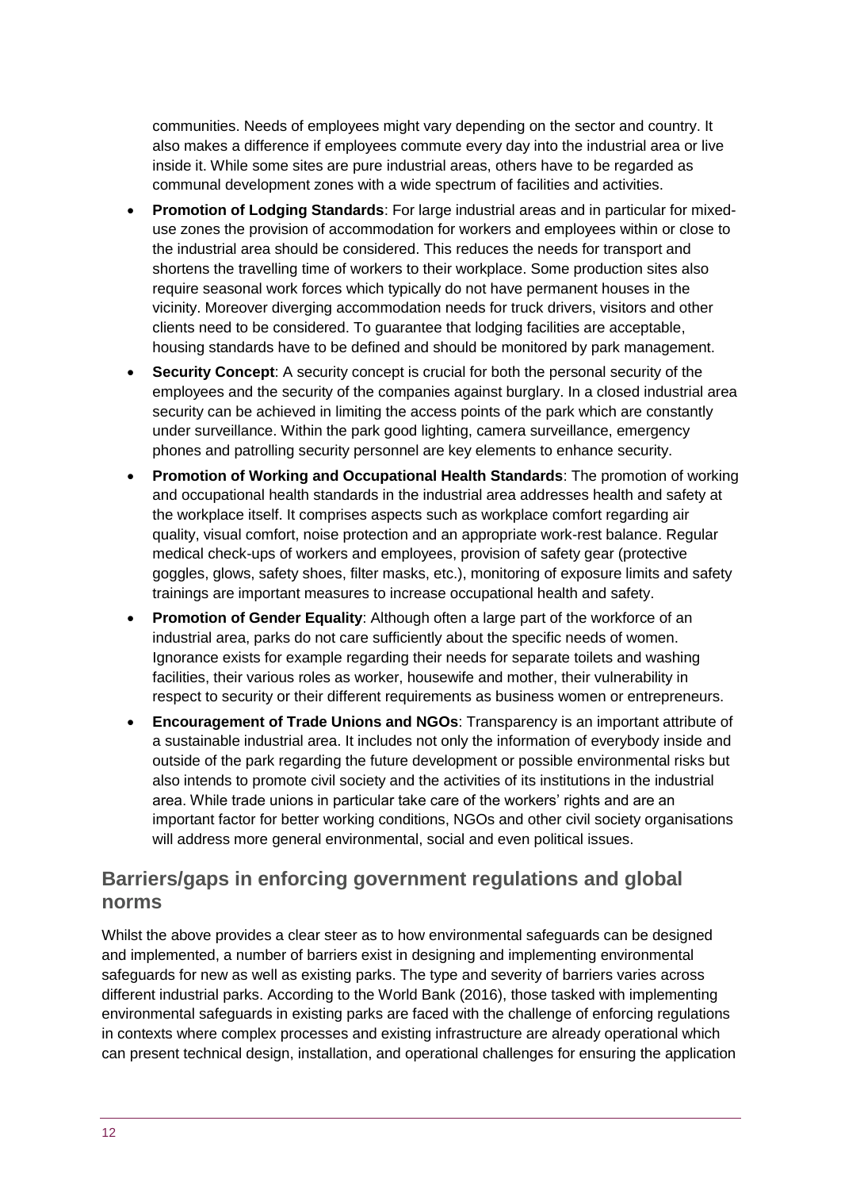communities. Needs of employees might vary depending on the sector and country. It also makes a difference if employees commute every day into the industrial area or live inside it. While some sites are pure industrial areas, others have to be regarded as communal development zones with a wide spectrum of facilities and activities.

- **Promotion of Lodging Standards**: For large industrial areas and in particular for mixed-use zones the provision of accommodation for workers and employees within or close to the industrial area should be considered. This reduces the needs for transport and shortens the travelling time of workers to their workplace. Some production sites also require seasonal work forces which typically do not have permanent houses in the vicinity. Moreover diverging accommodation needs for truck drivers, visitors and other clients need to be considered. To guarantee that lodging facilities are acceptable, housing standards have to be defined and should be monitored by park management.
- **Security Concept**: A security concept is crucial for both the personal security of the employees and the security of the companies against burglary. In a closed industrial area security can be achieved in limiting the access points of the park which are constantly under surveillance. Within the park good lighting, camera surveillance, emergency phones and patrolling security personnel are key elements to enhance security.
- **Promotion of Working and Occupational Health Standards**: The promotion of working and occupational health standards in the industrial area addresses health and safety at the workplace itself. It comprises aspects such as workplace comfort regarding air quality, visual comfort, noise protection and an appropriate work-rest balance. Regular medical check-ups of workers and employees, provision of safety gear (protective goggles, glows, safety shoes, filter masks, etc.), monitoring of exposure limits and safety trainings are important measures to increase occupational health and safety.
- **Promotion of Gender Equality**: Although often a large part of the workforce of an industrial area, parks do not care sufficiently about the specific needs of women. Ignorance exists for example regarding their needs for separate toilets and washing facilities, their various roles as worker, housewife and mother, their vulnerability in respect to security or their different requirements as business women or entrepreneurs.
- **Encouragement of Trade Unions and NGOs**: Transparency is an important attribute of a sustainable industrial area. It includes not only the information of everybody inside and outside of the park regarding the future development or possible environmental risks but also intends to promote civil society and the activities of its institutions in the industrial area. While trade unions in particular take care of the workers' rights and are an important factor for better working conditions, NGOs and other civil society organisations will address more general environmental, social and even political issues.

## Barriers/gaps in enforcing government regulations and global norms

Whilst the above provides a clear steer as to how environmental safeguards can be designed and implemented, a number of barriers exist in designing and implementing environmental safeguards for new as well as existing parks. The type and severity of barriers varies across different industrial parks. According to the World Bank (2016), those tasked with implementing environmental safeguards in existing parks are faced with the challenge of enforcing regulations in contexts where complex processes and existing infrastructure are already operational which can present technical design, installation, and operational challenges for ensuring the application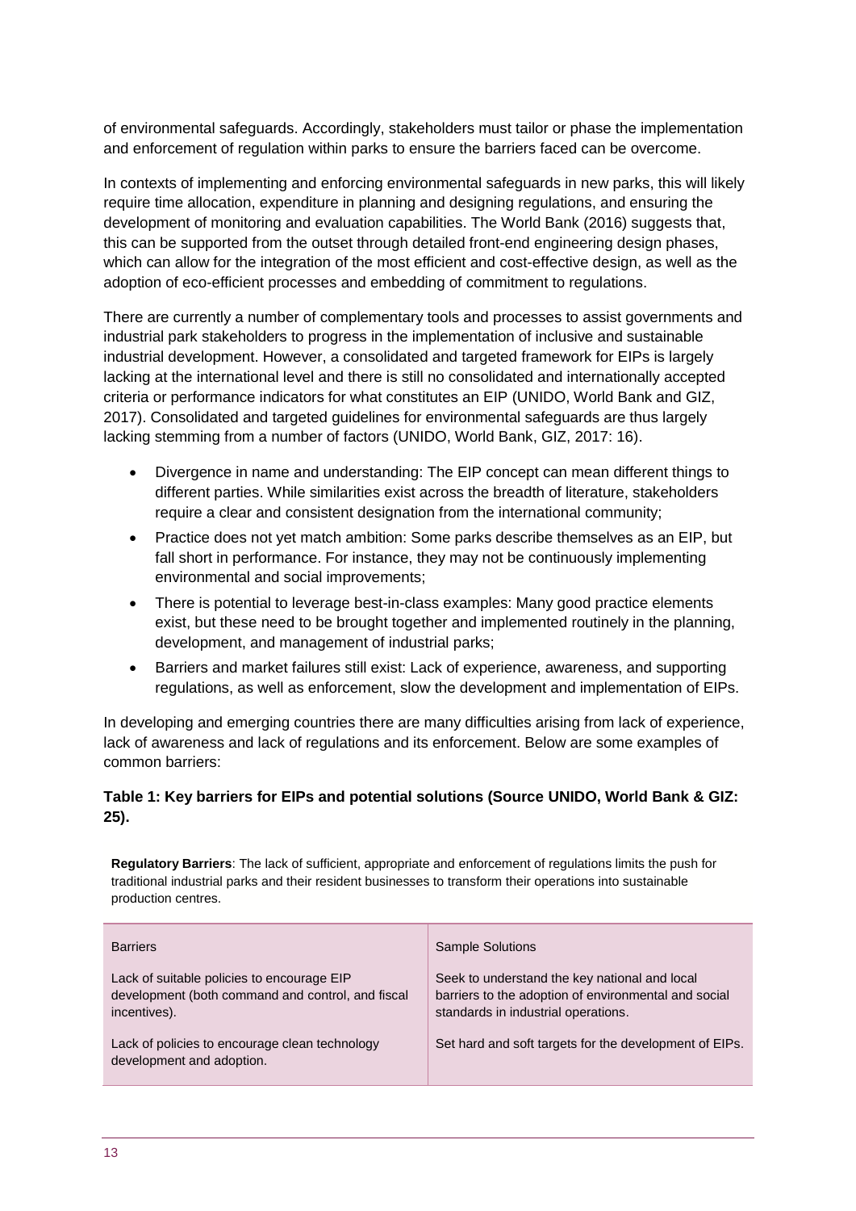of environmental safeguards. Accordingly, stakeholders must tailor or phase the implementation and enforcement of regulation within parks to ensure the barriers faced can be overcome.

In contexts of implementing and enforcing environmental safeguards in new parks, this will likely require time allocation, expenditure in planning and designing regulations, and ensuring the development of monitoring and evaluation capabilities. The World Bank (2016) suggests that, this can be supported from the outset through detailed front-end engineering design phases, which can allow for the integration of the most efficient and cost-effective design, as well as the adoption of eco-efficient processes and embedding of commitment to regulations.

There are currently a number of complementary tools and processes to assist governments and industrial park stakeholders to progress in the implementation of inclusive and sustainable industrial development. However, a consolidated and targeted framework for EIPs is largely lacking at the international level and there is still no consolidated and internationally accepted criteria or performance indicators for what constitutes an EIP (UNIDO, World Bank and GIZ, 2017). Consolidated and targeted guidelines for environmental safeguards are thus largely lacking stemming from a number of factors (UNIDO, World Bank, GIZ, 2017: 16).

- Divergence in name and understanding: The EIP concept can mean different things to different parties. While similarities exist across the breadth of literature, stakeholders require a clear and consistent designation from the international community;
- Practice does not yet match ambition: Some parks describe themselves as an EIP, but fall short in performance. For instance, they may not be continuously implementing environmental and social improvements;
- There is potential to leverage best-in-class examples: Many good practice elements exist, but these need to be brought together and implemented routinely in the planning, development, and management of industrial parks;
- Barriers and market failures still exist: Lack of experience, awareness, and supporting regulations, as well as enforcement, slow the development and implementation of EIPs.

In developing and emerging countries there are many difficulties arising from lack of experience, lack of awareness and lack of regulations and its enforcement. Below are some examples of common barriers:

**Table 1: Key barriers for EIPs and potential solutions (Source UNIDO, World Bank & GIZ: 25).**

**Regulatory Barriers**: The lack of sufficient, appropriate and enforcement of regulations limits the push for traditional industrial parks and their resident businesses to transform their operations into sustainable production centres.

| Barriers | Sample Solutions |
|---|---|
| Lack of suitable policies to encourage EIP development (both command and control, and fiscal incentives). | Seek to understand the key national and local barriers to the adoption of environmental and social standards in industrial operations. |
| Lack of policies to encourage clean technology development and adoption. | Set hard and soft targets for the development of EIPs. |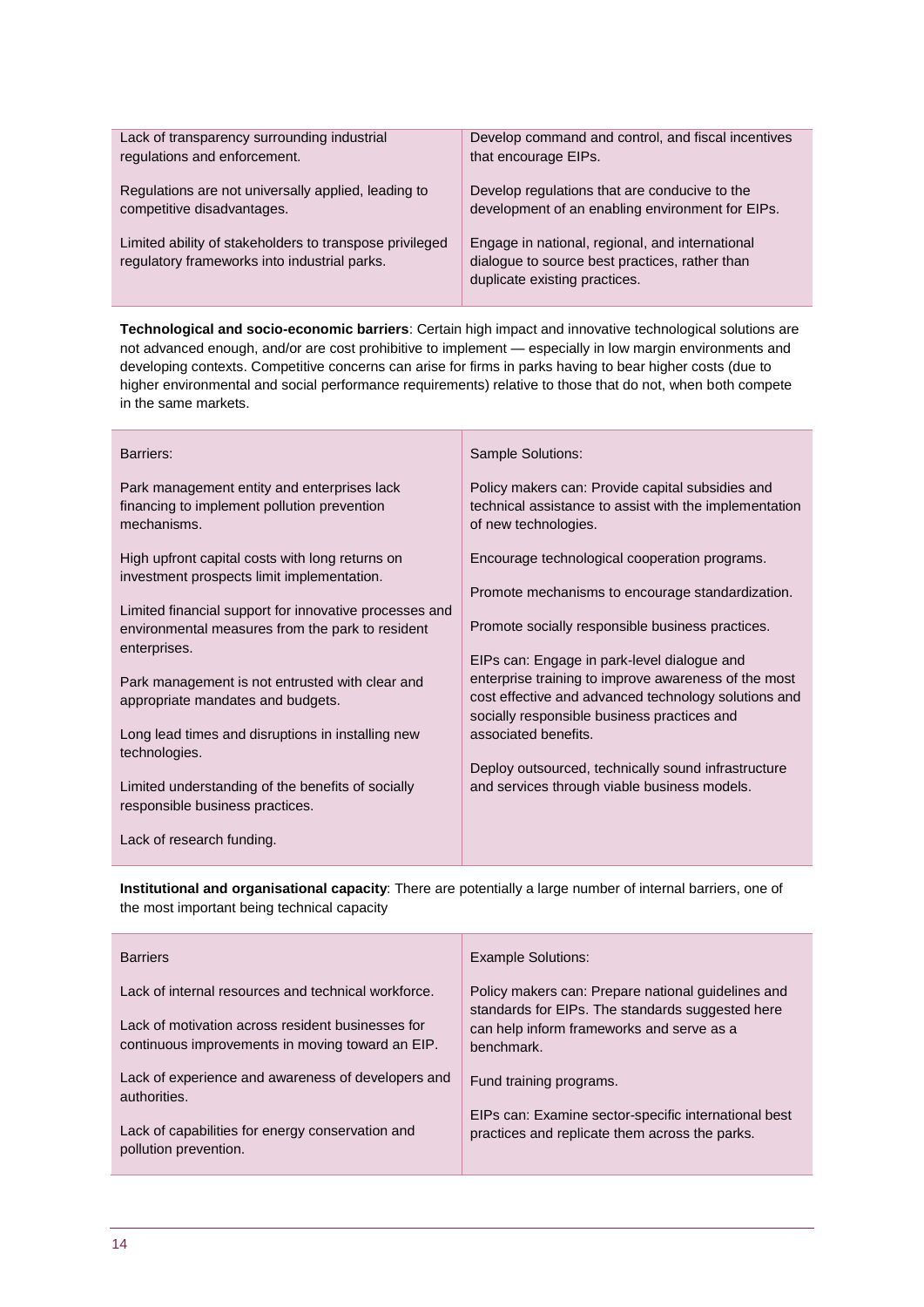| | |
|---|---|
| Lack of transparency surrounding industrial regulations and enforcement.<br><br>Regulations are not universally applied, leading to competitive disadvantages.<br><br>Limited ability of stakeholders to transpose privileged regulatory frameworks into industrial parks. | Develop command and control, and fiscal incentives that encourage EIPs.<br><br>Develop regulations that are conducive to the development of an enabling environment for EIPs.<br><br>Engage in national, regional, and international dialogue to source best practices, rather than duplicate existing practices. |

**Technological and socio-economic barriers**: Certain high impact and innovative technological solutions are not advanced enough, and/or are cost prohibitive to implement — especially in low margin environments and developing contexts. Competitive concerns can arise for firms in parks having to bear higher costs (due to higher environmental and social performance requirements) relative to those that do not, when both compete in the same markets.

| Barriers: | Sample Solutions: |
|---|---|
| Park management entity and enterprises lack financing to implement pollution prevention mechanisms.<br><br>High upfront capital costs with long returns on investment prospects limit implementation.<br><br>Limited financial support for innovative processes and environmental measures from the park to resident enterprises.<br><br>Park management is not entrusted with clear and appropriate mandates and budgets.<br><br>Long lead times and disruptions in installing new technologies.<br><br>Limited understanding of the benefits of socially responsible business practices.<br><br>Lack of research funding. | Policy makers can: Provide capital subsidies and technical assistance to assist with the implementation of new technologies.<br><br>Encourage technological cooperation programs.<br><br>Promote mechanisms to encourage standardization.<br><br>Promote socially responsible business practices.<br><br>EIPs can: Engage in park-level dialogue and enterprise training to improve awareness of the most cost effective and advanced technology solutions and socially responsible business practices and associated benefits.<br><br>Deploy outsourced, technically sound infrastructure and services through viable business models. |

**Institutional and organisational capacity**: There are potentially a large number of internal barriers, one of the most important being technical capacity

| Barriers | Example Solutions: |
|---|---|
| Lack of internal resources and technical workforce.<br><br>Lack of motivation across resident businesses for continuous improvements in moving toward an EIP.<br><br>Lack of experience and awareness of developers and authorities.<br><br>Lack of capabilities for energy conservation and pollution prevention. | Policy makers can: Prepare national guidelines and standards for EIPs. The standards suggested here can help inform frameworks and serve as a benchmark.<br><br>Fund training programs.<br><br>EIPs can: Examine sector-specific international best practices and replicate them across the parks. |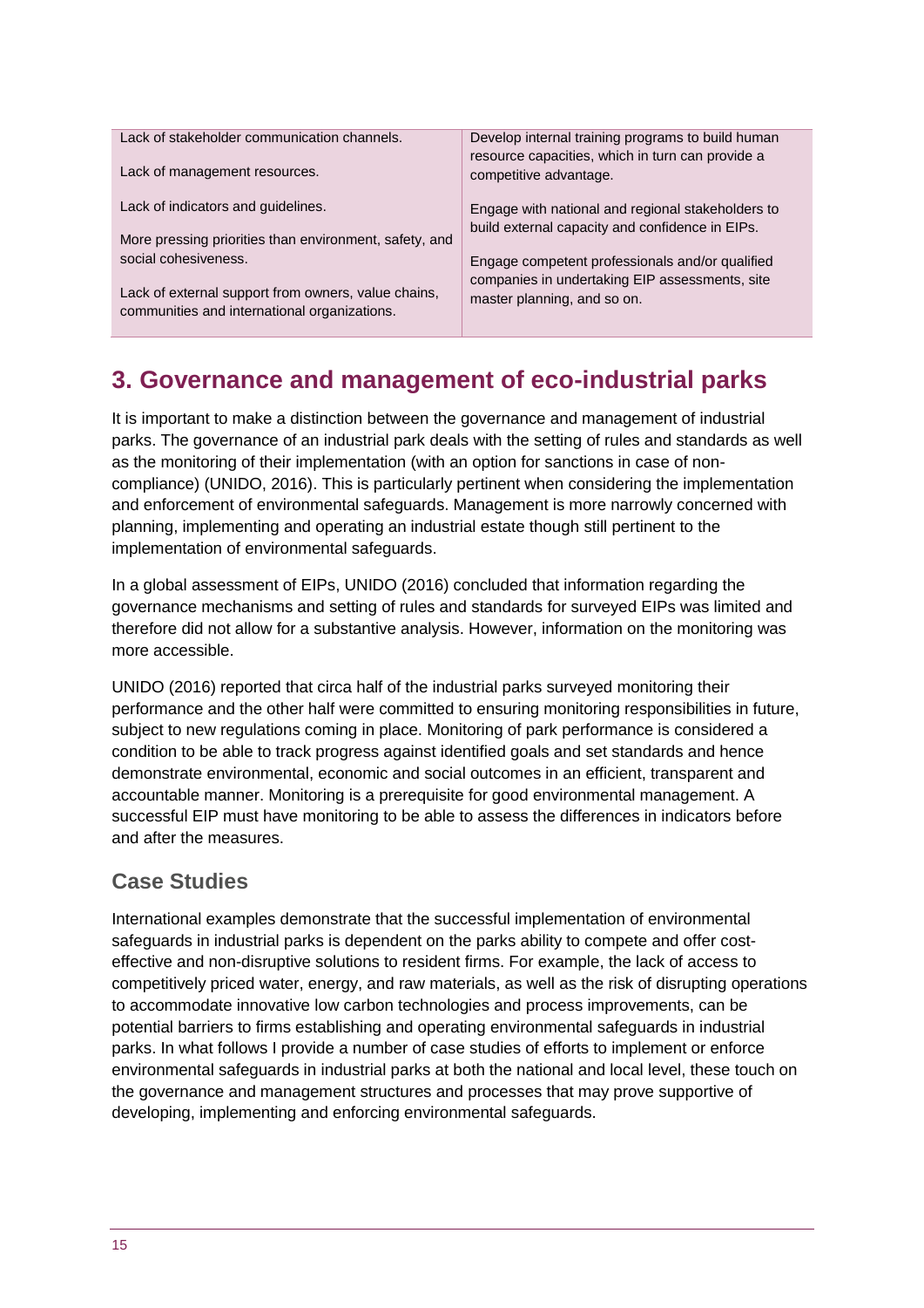| | |
|---|---|
| Lack of stakeholder communication channels.<br><br>Lack of management resources.<br><br>Lack of indicators and guidelines.<br><br>More pressing priorities than environment, safety, and social cohesiveness.<br><br>Lack of external support from owners, value chains, communities and international organizations. | Develop internal training programs to build human resource capacities, which in turn can provide a competitive advantage.<br><br>Engage with national and regional stakeholders to build external capacity and confidence in EIPs.<br><br>Engage competent professionals and/or qualified companies in undertaking EIP assessments, site master planning, and so on. |

## 3. Governance and management of eco-industrial parks

It is important to make a distinction between the governance and management of industrial parks. The governance of an industrial park deals with the setting of rules and standards as well as the monitoring of their implementation (with an option for sanctions in case of non-compliance) (UNIDO, 2016). This is particularly pertinent when considering the implementation and enforcement of environmental safeguards. Management is more narrowly concerned with planning, implementing and operating an industrial estate though still pertinent to the implementation of environmental safeguards.

In a global assessment of EIPs, UNIDO (2016) concluded that information regarding the governance mechanisms and setting of rules and standards for surveyed EIPs was limited and therefore did not allow for a substantive analysis. However, information on the monitoring was more accessible.

UNIDO (2016) reported that circa half of the industrial parks surveyed monitoring their performance and the other half were committed to ensuring monitoring responsibilities in future, subject to new regulations coming in place. Monitoring of park performance is considered a condition to be able to track progress against identified goals and set standards and hence demonstrate environmental, economic and social outcomes in an efficient, transparent and accountable manner. Monitoring is a prerequisite for good environmental management. A successful EIP must have monitoring to be able to assess the differences in indicators before and after the measures.

### Case Studies

International examples demonstrate that the successful implementation of environmental safeguards in industrial parks is dependent on the parks ability to compete and offer cost-effective and non-disruptive solutions to resident firms. For example, the lack of access to competitively priced water, energy, and raw materials, as well as the risk of disrupting operations to accommodate innovative low carbon technologies and process improvements, can be potential barriers to firms establishing and operating environmental safeguards in industrial parks. In what follows I provide a number of case studies of efforts to implement or enforce environmental safeguards in industrial parks at both the national and local level, these touch on the governance and management structures and processes that may prove supportive of developing, implementing and enforcing environmental safeguards.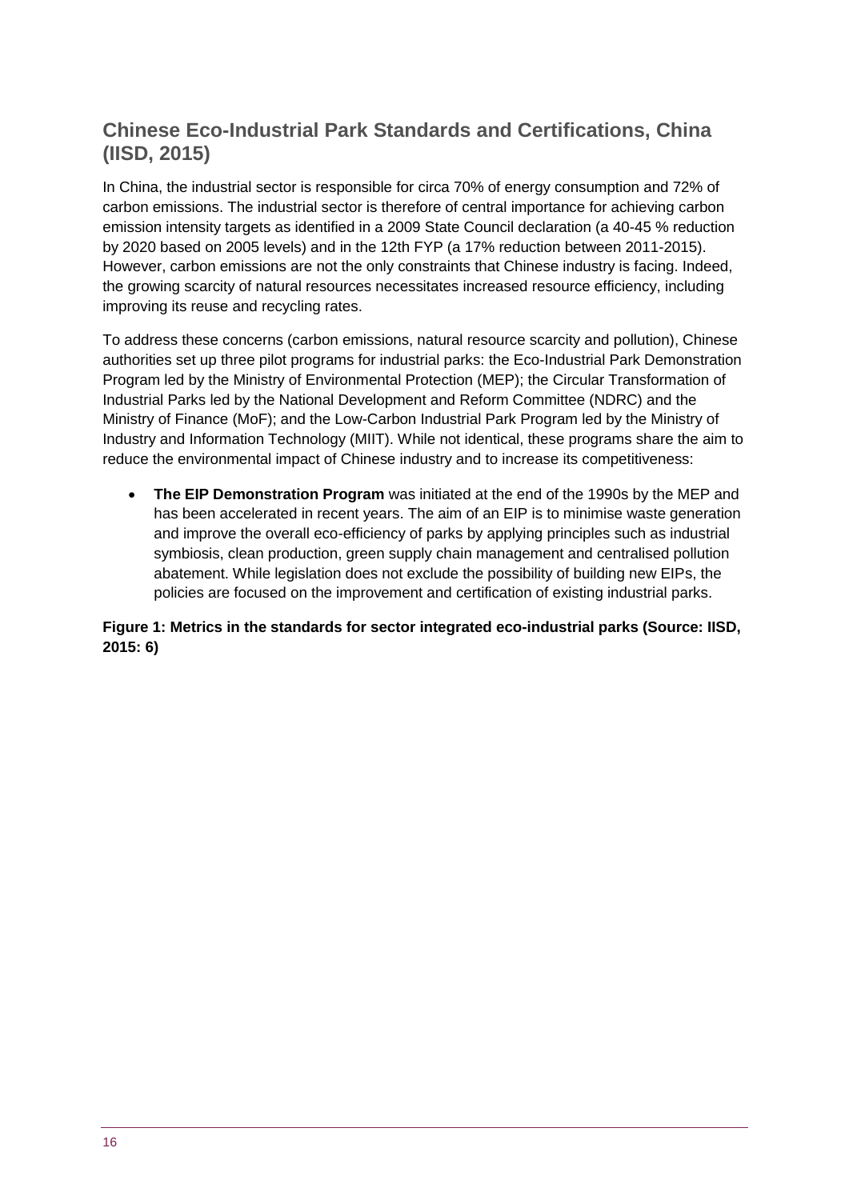## Chinese Eco-Industrial Park Standards and Certifications, China (IISD, 2015)

In China, the industrial sector is responsible for circa 70% of energy consumption and 72% of carbon emissions. The industrial sector is therefore of central importance for achieving carbon emission intensity targets as identified in a 2009 State Council declaration (a 40-45 % reduction by 2020 based on 2005 levels) and in the 12th FYP (a 17% reduction between 2011-2015). However, carbon emissions are not the only constraints that Chinese industry is facing. Indeed, the growing scarcity of natural resources necessitates increased resource efficiency, including improving its reuse and recycling rates.

To address these concerns (carbon emissions, natural resource scarcity and pollution), Chinese authorities set up three pilot programs for industrial parks: the Eco-Industrial Park Demonstration Program led by the Ministry of Environmental Protection (MEP); the Circular Transformation of Industrial Parks led by the National Development and Reform Committee (NDRC) and the Ministry of Finance (MoF); and the Low-Carbon Industrial Park Program led by the Ministry of Industry and Information Technology (MIIT). While not identical, these programs share the aim to reduce the environmental impact of Chinese industry and to increase its competitiveness:

- **The EIP Demonstration Program** was initiated at the end of the 1990s by the MEP and has been accelerated in recent years. The aim of an EIP is to minimise waste generation and improve the overall eco-efficiency of parks by applying principles such as industrial symbiosis, clean production, green supply chain management and centralised pollution abatement. While legislation does not exclude the possibility of building new EIPs, the policies are focused on the improvement and certification of existing industrial parks.

**Figure 1: Metrics in the standards for sector integrated eco-industrial parks (Source: IISD, 2015: 6)**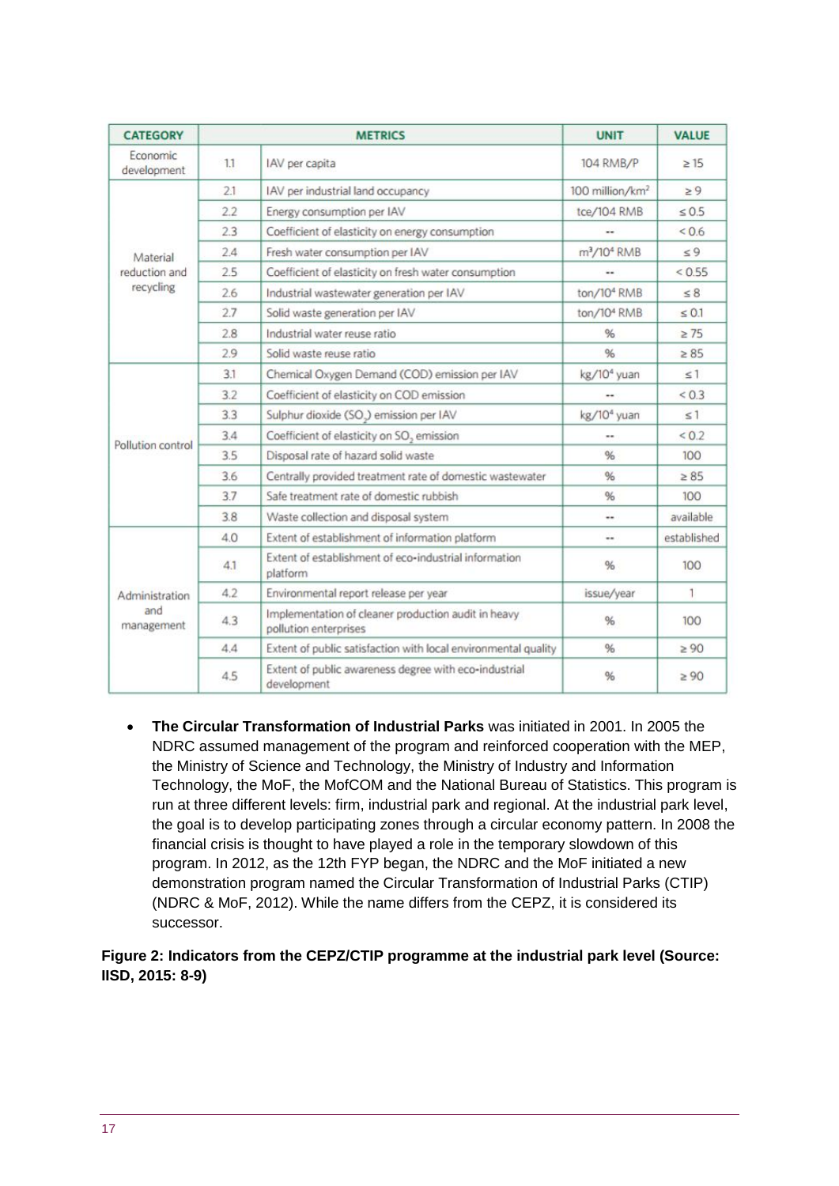| CATEGORY | METRICS | | UNIT | VALUE |
|---|---|---|---|---|
| Economic development | 1.1 | IAV per capita | 104 RMB/P | ≥ 15 |
| Material reduction and recycling | 2.1 | IAV per industrial land occupancy | 100 million/km$^2$ | ≥ 9 |
| | 2.2 | Energy consumption per IAV | tce/104 RMB | ≤ 0.5 |
| | 2.3 | Coefficient of elasticity on energy consumption | -- | < 0.6 |
| | 2.4 | Fresh water consumption per IAV | m$^3$/10$^4$ RMB | ≤ 9 |
| | 2.5 | Coefficient of elasticity on fresh water consumption | -- | < 0.55 |
| | 2.6 | Industrial wastewater generation per IAV | ton/10$^4$ RMB | ≤ 8 |
| | 2.7 | Solid waste generation per IAV | ton/10$^4$ RMB | ≤ 0.1 |
| | 2.8 | Industrial water reuse ratio | % | ≥ 75 |
| | 2.9 | Solid waste reuse ratio | % | ≥ 85 |
| Pollution control | 3.1 | Chemical Oxygen Demand (COD) emission per IAV | kg/10$^4$ yuan | ≤ 1 |
| | 3.2 | Coefficient of elasticity on COD emission | -- | < 0.3 |
| | 3.3 | Sulphur dioxide ($SO_2$) emission per IAV | kg/10$^4$ yuan | ≤ 1 |
| | 3.4 | Coefficient of elasticity on $SO_2$ emission | -- | < 0.2 |
| | 3.5 | Disposal rate of hazard solid waste | % | 100 |
| | 3.6 | Centrally provided treatment rate of domestic wastewater | % | ≥ 85 |
| | 3.7 | Safe treatment rate of domestic rubbish | % | 100 |
| | 3.8 | Waste collection and disposal system | -- | available |
| Administration and management | 4.0 | Extent of establishment of information platform | -- | established |
| | 4.1 | Extent of establishment of eco-industrial information platform | % | 100 |
| | 4.2 | Environmental report release per year | issue/year | 1 |
| | 4.3 | Implementation of cleaner production audit in heavy pollution enterprises | % | 100 |
| | 4.4 | Extent of public satisfaction with local environmental quality | % | ≥ 90 |
| | 4.5 | Extent of public awareness degree with eco-industrial development | % | ≥ 90 |

- **The Circular Transformation of Industrial Parks** was initiated in 2001. In 2005 the NDRC assumed management of the program and reinforced cooperation with the MEP, the Ministry of Science and Technology, the Ministry of Industry and Information Technology, the MoF, the MofCOM and the National Bureau of Statistics. This program is run at three different levels: firm, industrial park and regional. At the industrial park level, the goal is to develop participating zones through a circular economy pattern. In 2008 the financial crisis is thought to have played a role in the temporary slowdown of this program. In 2012, as the 12th FYP began, the NDRC and the MoF initiated a new demonstration program named the Circular Transformation of Industrial Parks (CTIP) (NDRC & MoF, 2012). While the name differs from the CEPZ, it is considered its successor.

**Figure 2: Indicators from the CEPZ/CTIP programme at the industrial park level (Source: IISD, 2015: 8-9)**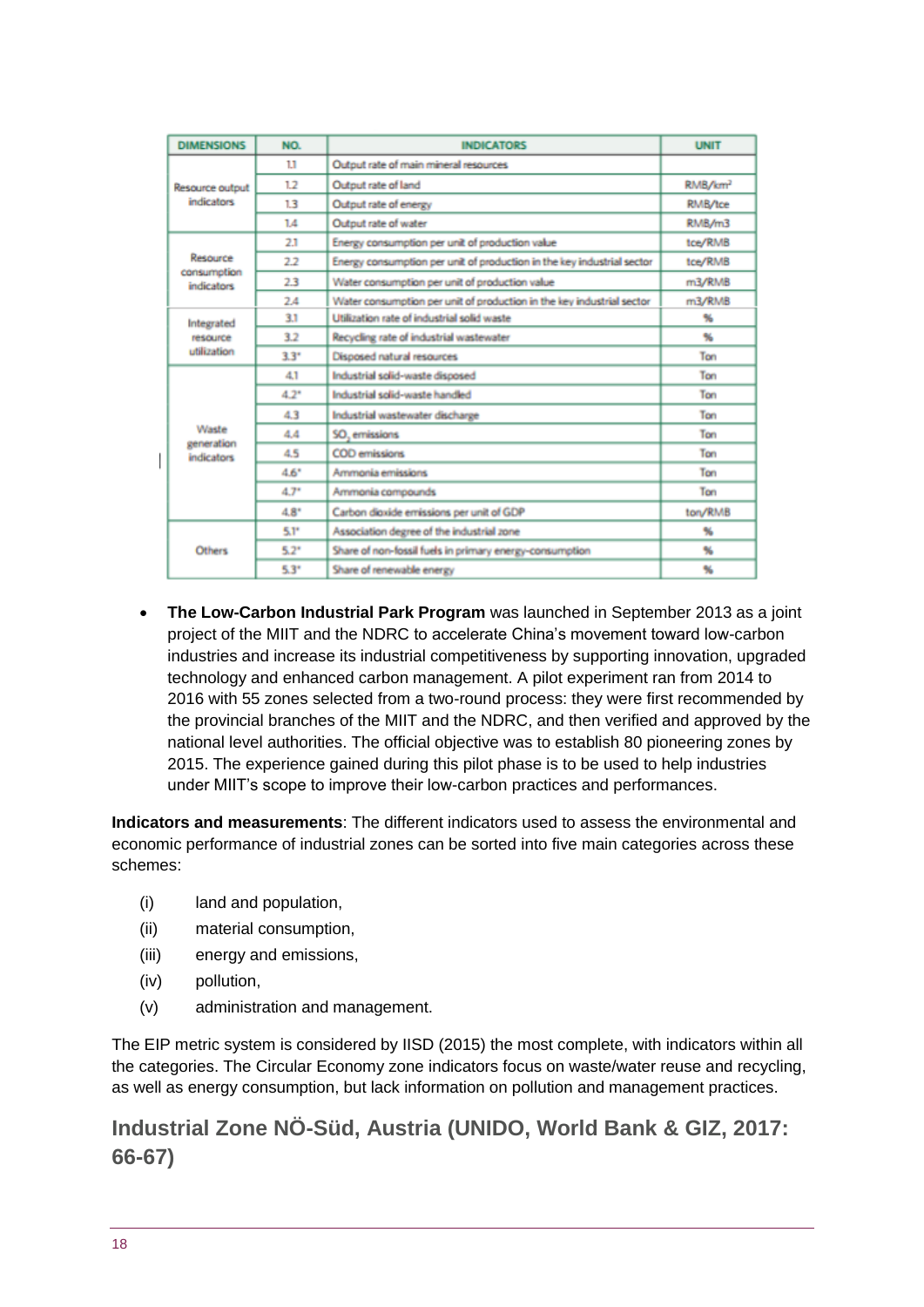| DIMENSIONS | NO. | INDICATORS | UNIT |
|---|---|---|---|
| Resource output indicators | 1.1 | Output rate of main mineral resources | |
| | 1.2 | Output rate of land | RMB/km² |
| | 1.3 | Output rate of energy | RMB/tce |
| | 1.4 | Output rate of water | RMB/m3 |
| Resource consumption indicators | 2.1 | Energy consumption per unit of production value | tce/RMB |
| | 2.2 | Energy consumption per unit of production in the key industrial sector | tce/RMB |
| | 2.3 | Water consumption per unit of production value | m3/RMB |
| | 2.4 | Water consumption per unit of production in the key industrial sector | m3/RMB |
| Integrated resource utilization | 3.1 | Utilization rate of industrial solid waste | % |
| | 3.2 | Recycling rate of industrial wastewater | % |
| | 3.3* | Disposed natural resources | Ton |
| Waste generation indicators | 4.1 | Industrial solid-waste disposed | Ton |
| | 4.2* | Industrial solid-waste handled | Ton |
| | 4.3 | Industrial wastewater discharge | Ton |
| | 4.4 | $SO_2$ emissions | Ton |
| | 4.5 | COD emissions | Ton |
| | 4.6* | Ammonia emissions | Ton |
| | 4.7* | Ammonia compounds | Ton |
| | 4.8* | Carbon dioxide emissions per unit of GDP | ton/RMB |
| Others | 5.1* | Association degree of the industrial zone | % |
| | 5.2* | Share of non-fossil fuels in primary energy-consumption | % |
| | 5.3* | Share of renewable energy | % |

- **The Low-Carbon Industrial Park Program** was launched in September 2013 as a joint project of the MIIT and the NDRC to accelerate China's movement toward low-carbon industries and increase its industrial competitiveness by supporting innovation, upgraded technology and enhanced carbon management. A pilot experiment ran from 2014 to 2016 with 55 zones selected from a two-round process: they were first recommended by the provincial branches of the MIIT and the NDRC, and then verified and approved by the national level authorities. The official objective was to establish 80 pioneering zones by 2015. The experience gained during this pilot phase is to be used to help industries under MIIT's scope to improve their low-carbon practices and performances.

**Indicators and measurements**: The different indicators used to assess the environmental and economic performance of industrial zones can be sorted into five main categories across these schemes:

(i) land and population,

(ii) material consumption,

(iii) energy and emissions,

(iv) pollution,

(v) administration and management.

The EIP metric system is considered by IISD (2015) the most complete, with indicators within all the categories. The Circular Economy zone indicators focus on waste/water reuse and recycling, as well as energy consumption, but lack information on pollution and management practices.

## Industrial Zone NÖ-Süd, Austria (UNIDO, World Bank & GIZ, 2017: 66-67)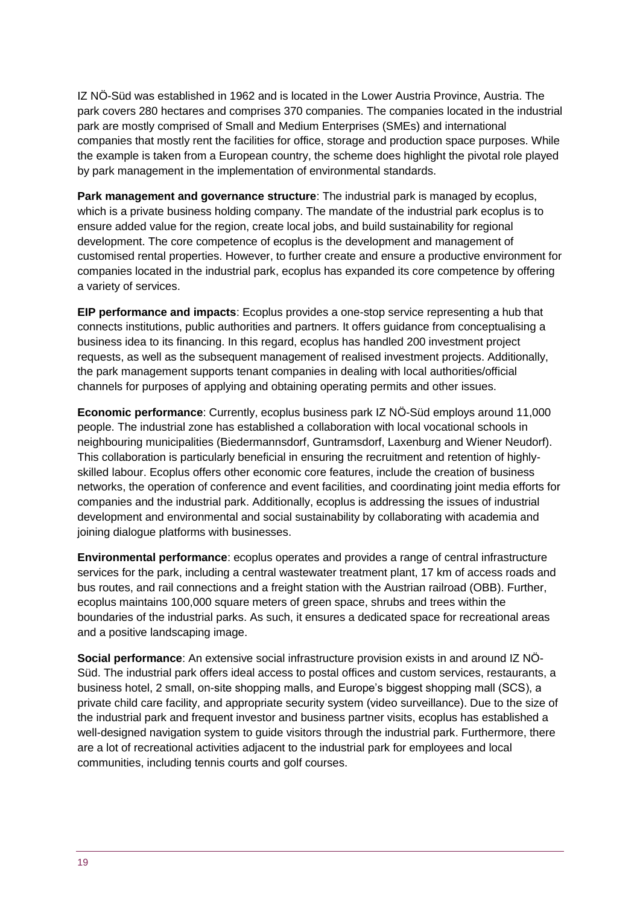IZ NÖ-Süd was established in 1962 and is located in the Lower Austria Province, Austria. The park covers 280 hectares and comprises 370 companies. The companies located in the industrial park are mostly comprised of Small and Medium Enterprises (SMEs) and international companies that mostly rent the facilities for office, storage and production space purposes. While the example is taken from a European country, the scheme does highlight the pivotal role played by park management in the implementation of environmental standards.

**Park management and governance structure**: The industrial park is managed by ecoplus, which is a private business holding company. The mandate of the industrial park ecoplus is to ensure added value for the region, create local jobs, and build sustainability for regional development. The core competence of ecoplus is the development and management of customised rental properties. However, to further create and ensure a productive environment for companies located in the industrial park, ecoplus has expanded its core competence by offering a variety of services.

**EIP performance and impacts**: Ecoplus provides a one-stop service representing a hub that connects institutions, public authorities and partners. It offers guidance from conceptualising a business idea to its financing. In this regard, ecoplus has handled 200 investment project requests, as well as the subsequent management of realised investment projects. Additionally, the park management supports tenant companies in dealing with local authorities/official channels for purposes of applying and obtaining operating permits and other issues.

**Economic performance**: Currently, ecoplus business park IZ NÖ-Süd employs around 11,000 people. The industrial zone has established a collaboration with local vocational schools in neighbouring municipalities (Biedermannsdorf, Guntramsdorf, Laxenburg and Wiener Neudorf). This collaboration is particularly beneficial in ensuring the recruitment and retention of highly-skilled labour. Ecoplus offers other economic core features, include the creation of business networks, the operation of conference and event facilities, and coordinating joint media efforts for companies and the industrial park. Additionally, ecoplus is addressing the issues of industrial development and environmental and social sustainability by collaborating with academia and joining dialogue platforms with businesses.

**Environmental performance**: ecoplus operates and provides a range of central infrastructure services for the park, including a central wastewater treatment plant, 17 km of access roads and bus routes, and rail connections and a freight station with the Austrian railroad (OBB). Further, ecoplus maintains 100,000 square meters of green space, shrubs and trees within the boundaries of the industrial parks. As such, it ensures a dedicated space for recreational areas and a positive landscaping image.

**Social performance**: An extensive social infrastructure provision exists in and around IZ NÖ-Süd. The industrial park offers ideal access to postal offices and custom services, restaurants, a business hotel, 2 small, on-site shopping malls, and Europe's biggest shopping mall (SCS), a private child care facility, and appropriate security system (video surveillance). Due to the size of the industrial park and frequent investor and business partner visits, ecoplus has established a well-designed navigation system to guide visitors through the industrial park. Furthermore, there are a lot of recreational activities adjacent to the industrial park for employees and local communities, including tennis courts and golf courses.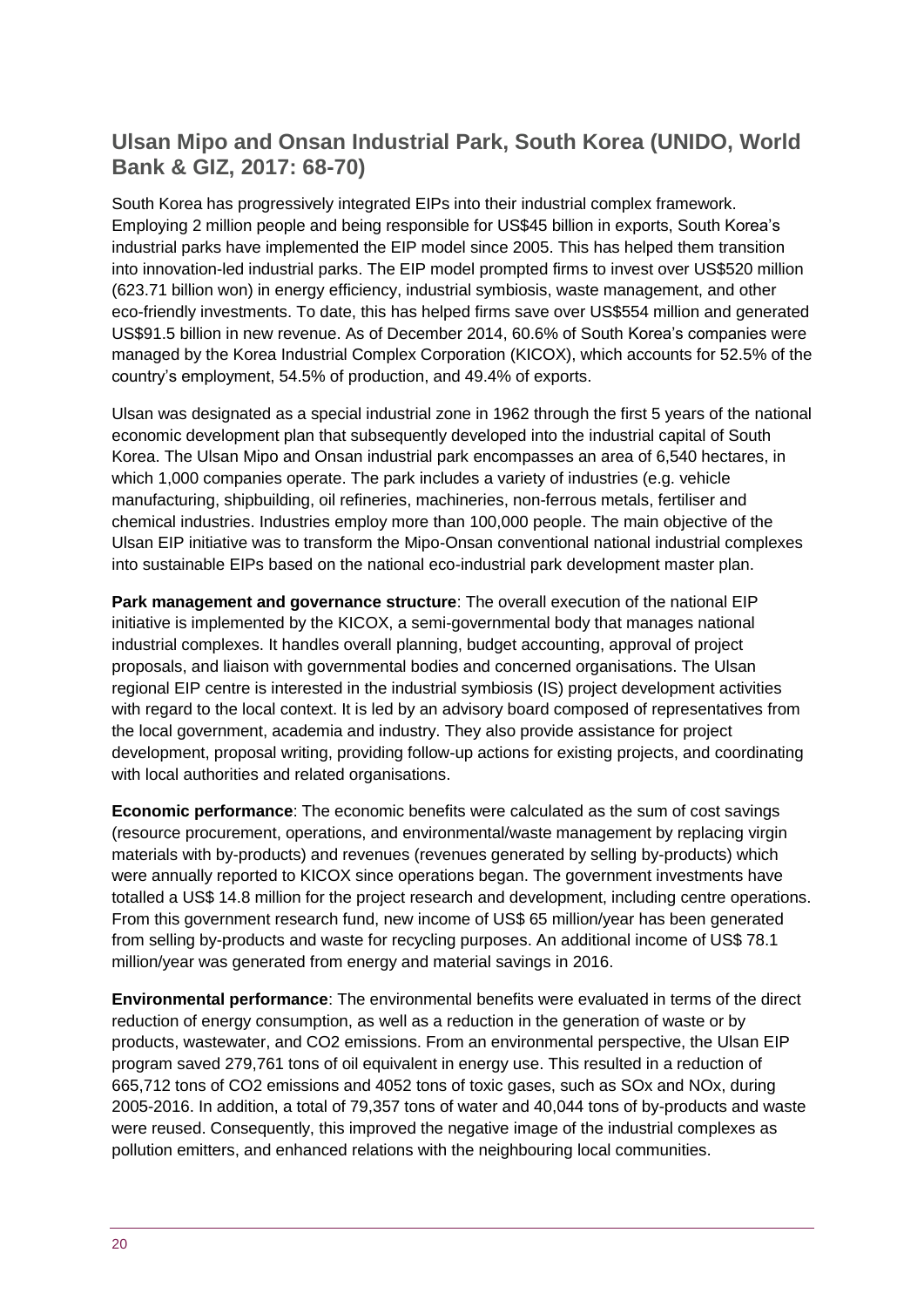## Ulsan Mipo and Onsan Industrial Park, South Korea (UNIDO, World Bank & GIZ, 2017: 68-70)

South Korea has progressively integrated EIPs into their industrial complex framework. Employing 2 million people and being responsible for US$45 billion in exports, South Korea's industrial parks have implemented the EIP model since 2005. This has helped them transition into innovation-led industrial parks. The EIP model prompted firms to invest over US$520 million (623.71 billion won) in energy efficiency, industrial symbiosis, waste management, and other eco-friendly investments. To date, this has helped firms save over US$554 million and generated US$91.5 billion in new revenue. As of December 2014, 60.6% of South Korea's companies were managed by the Korea Industrial Complex Corporation (KICOX), which accounts for 52.5% of the country's employment, 54.5% of production, and 49.4% of exports.

Ulsan was designated as a special industrial zone in 1962 through the first 5 years of the national economic development plan that subsequently developed into the industrial capital of South Korea. The Ulsan Mipo and Onsan industrial park encompasses an area of 6,540 hectares, in which 1,000 companies operate. The park includes a variety of industries (e.g. vehicle manufacturing, shipbuilding, oil refineries, machineries, non-ferrous metals, fertiliser and chemical industries. Industries employ more than 100,000 people. The main objective of the Ulsan EIP initiative was to transform the Mipo-Onsan conventional national industrial complexes into sustainable EIPs based on the national eco-industrial park development master plan.

**Park management and governance structure**: The overall execution of the national EIP initiative is implemented by the KICOX, a semi-governmental body that manages national industrial complexes. It handles overall planning, budget accounting, approval of project proposals, and liaison with governmental bodies and concerned organisations. The Ulsan regional EIP centre is interested in the industrial symbiosis (IS) project development activities with regard to the local context. It is led by an advisory board composed of representatives from the local government, academia and industry. They also provide assistance for project development, proposal writing, providing follow-up actions for existing projects, and coordinating with local authorities and related organisations.

**Economic performance**: The economic benefits were calculated as the sum of cost savings (resource procurement, operations, and environmental/waste management by replacing virgin materials with by-products) and revenues (revenues generated by selling by-products) which were annually reported to KICOX since operations began. The government investments have totalled a US$ 14.8 million for the project research and development, including centre operations. From this government research fund, new income of US$ 65 million/year has been generated from selling by-products and waste for recycling purposes. An additional income of US$ 78.1 million/year was generated from energy and material savings in 2016.

**Environmental performance**: The environmental benefits were evaluated in terms of the direct reduction of energy consumption, as well as a reduction in the generation of waste or by products, wastewater, and $CO_2$ emissions. From an environmental perspective, the Ulsan EIP program saved 279,761 tons of oil equivalent in energy use. This resulted in a reduction of 665,712 tons of $CO_2$ emissions and 4052 tons of toxic gases, such as $SO_x$ and $NO_x$, during 2005-2016. In addition, a total of 79,357 tons of water and 40,044 tons of by-products and waste were reused. Consequently, this improved the negative image of the industrial complexes as pollution emitters, and enhanced relations with the neighbouring local communities.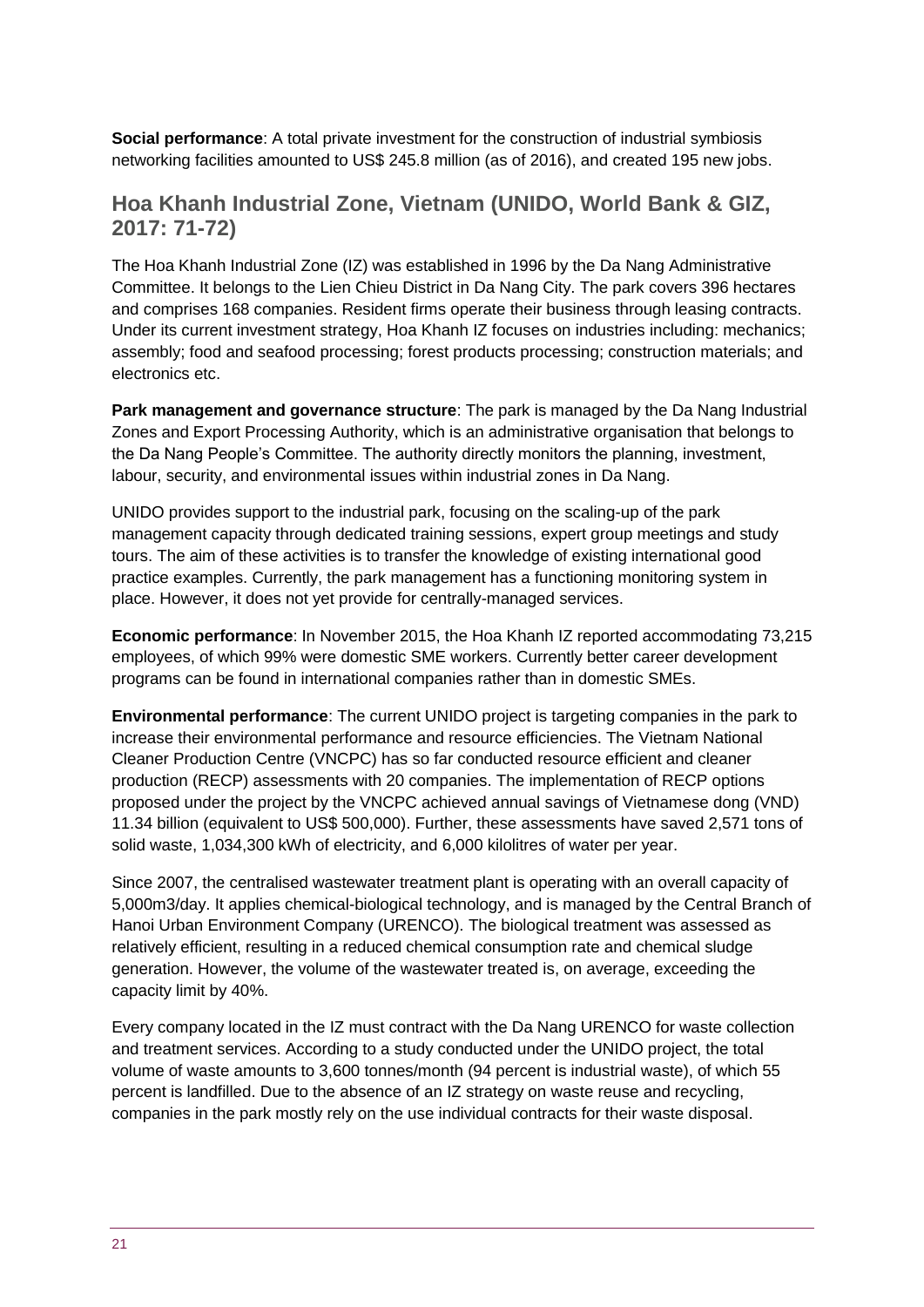**Social performance**: A total private investment for the construction of industrial symbiosis networking facilities amounted to US$ 245.8 million (as of 2016), and created 195 new jobs.

## Hoa Khanh Industrial Zone, Vietnam (UNIDO, World Bank & GIZ, 2017: 71-72)

The Hoa Khanh Industrial Zone (IZ) was established in 1996 by the Da Nang Administrative Committee. It belongs to the Lien Chieu District in Da Nang City. The park covers 396 hectares and comprises 168 companies. Resident firms operate their business through leasing contracts. Under its current investment strategy, Hoa Khanh IZ focuses on industries including: mechanics; assembly; food and seafood processing; forest products processing; construction materials; and electronics etc.

**Park management and governance structure**: The park is managed by the Da Nang Industrial Zones and Export Processing Authority, which is an administrative organisation that belongs to the Da Nang People's Committee. The authority directly monitors the planning, investment, labour, security, and environmental issues within industrial zones in Da Nang.

UNIDO provides support to the industrial park, focusing on the scaling-up of the park management capacity through dedicated training sessions, expert group meetings and study tours. The aim of these activities is to transfer the knowledge of existing international good practice examples. Currently, the park management has a functioning monitoring system in place. However, it does not yet provide for centrally-managed services.

**Economic performance**: In November 2015, the Hoa Khanh IZ reported accommodating 73,215 employees, of which 99% were domestic SME workers. Currently better career development programs can be found in international companies rather than in domestic SMEs.

**Environmental performance**: The current UNIDO project is targeting companies in the park to increase their environmental performance and resource efficiencies. The Vietnam National Cleaner Production Centre (VNCPC) has so far conducted resource efficient and cleaner production (RECP) assessments with 20 companies. The implementation of RECP options proposed under the project by the VNCPC achieved annual savings of Vietnamese dong (VND) 11.34 billion (equivalent to US$ 500,000). Further, these assessments have saved 2,571 tons of solid waste, 1,034,300 kWh of electricity, and 6,000 kilolitres of water per year.

Since 2007, the centralised wastewater treatment plant is operating with an overall capacity of 5,000m3/day. It applies chemical-biological technology, and is managed by the Central Branch of Hanoi Urban Environment Company (URENCO). The biological treatment was assessed as relatively efficient, resulting in a reduced chemical consumption rate and chemical sludge generation. However, the volume of the wastewater treated is, on average, exceeding the capacity limit by 40%.

Every company located in the IZ must contract with the Da Nang URENCO for waste collection and treatment services. According to a study conducted under the UNIDO project, the total volume of waste amounts to 3,600 tonnes/month (94 percent is industrial waste), of which 55 percent is landfilled. Due to the absence of an IZ strategy on waste reuse and recycling, companies in the park mostly rely on the use individual contracts for their waste disposal.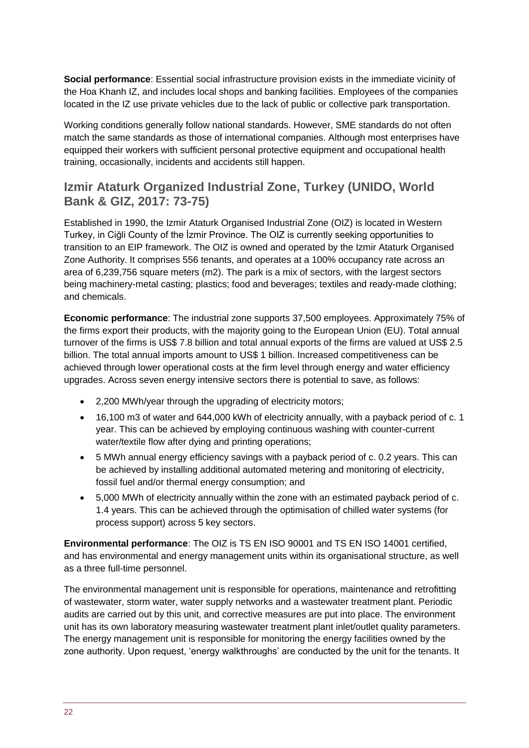**Social performance**: Essential social infrastructure provision exists in the immediate vicinity of the Hoa Khanh IZ, and includes local shops and banking facilities. Employees of the companies located in the IZ use private vehicles due to the lack of public or collective park transportation.

Working conditions generally follow national standards. However, SME standards do not often match the same standards as those of international companies. Although most enterprises have equipped their workers with sufficient personal protective equipment and occupational health training, occasionally, incidents and accidents still happen.

## Izmir Ataturk Organized Industrial Zone, Turkey (UNIDO, World Bank & GIZ, 2017: 73-75)

Established in 1990, the Izmir Ataturk Organised Industrial Zone (OIZ) is located in Western Turkey, in Ciğli County of the İzmir Province. The OIZ is currently seeking opportunities to transition to an EIP framework. The OIZ is owned and operated by the Izmir Ataturk Organised Zone Authority. It comprises 556 tenants, and operates at a 100% occupancy rate across an area of 6,239,756 square meters (m2). The park is a mix of sectors, with the largest sectors being machinery-metal casting; plastics; food and beverages; textiles and ready-made clothing; and chemicals.

**Economic performance**: The industrial zone supports 37,500 employees. Approximately 75% of the firms export their products, with the majority going to the European Union (EU). Total annual turnover of the firms is US$ 7.8 billion and total annual exports of the firms are valued at US$ 2.5 billion. The total annual imports amount to US$ 1 billion. Increased competitiveness can be achieved through lower operational costs at the firm level through energy and water efficiency upgrades. Across seven energy intensive sectors there is potential to save, as follows:

- 2,200 MWh/year through the upgrading of electricity motors;
- 16,100 m3 of water and 644,000 kWh of electricity annually, with a payback period of c. 1 year. This can be achieved by employing continuous washing with counter-current water/textile flow after dying and printing operations;
- 5 MWh annual energy efficiency savings with a payback period of c. 0.2 years. This can be achieved by installing additional automated metering and monitoring of electricity, fossil fuel and/or thermal energy consumption; and
- 5,000 MWh of electricity annually within the zone with an estimated payback period of c. 1.4 years. This can be achieved through the optimisation of chilled water systems (for process support) across 5 key sectors.

**Environmental performance**: The OIZ is TS EN ISO 90001 and TS EN ISO 14001 certified, and has environmental and energy management units within its organisational structure, as well as a three full-time personnel.

The environmental management unit is responsible for operations, maintenance and retrofitting of wastewater, storm water, water supply networks and a wastewater treatment plant. Periodic audits are carried out by this unit, and corrective measures are put into place. The environment unit has its own laboratory measuring wastewater treatment plant inlet/outlet quality parameters. The energy management unit is responsible for monitoring the energy facilities owned by the zone authority. Upon request, 'energy walkthroughs' are conducted by the unit for the tenants. It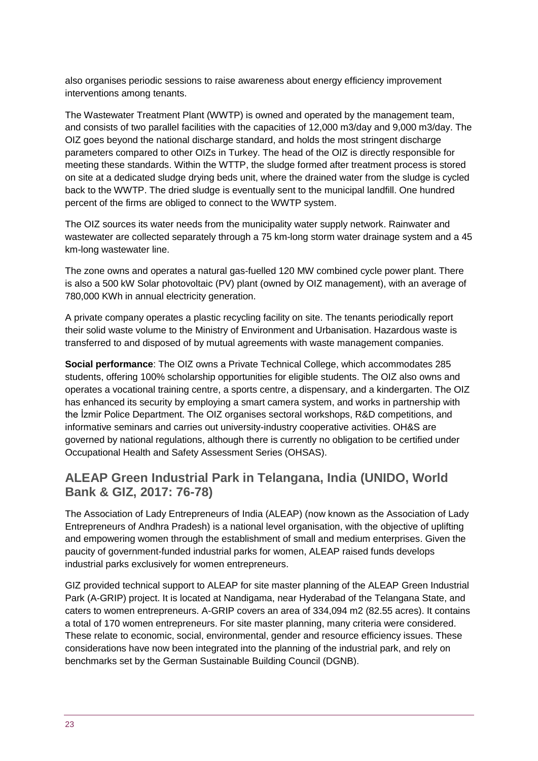also organises periodic sessions to raise awareness about energy efficiency improvement interventions among tenants.

The Wastewater Treatment Plant (WWTP) is owned and operated by the management team, and consists of two parallel facilities with the capacities of 12,000 m3/day and 9,000 m3/day. The OIZ goes beyond the national discharge standard, and holds the most stringent discharge parameters compared to other OIZs in Turkey. The head of the OIZ is directly responsible for meeting these standards. Within the WTTP, the sludge formed after treatment process is stored on site at a dedicated sludge drying beds unit, where the drained water from the sludge is cycled back to the WWTP. The dried sludge is eventually sent to the municipal landfill. One hundred percent of the firms are obliged to connect to the WWTP system.

The OIZ sources its water needs from the municipality water supply network. Rainwater and wastewater are collected separately through a 75 km-long storm water drainage system and a 45 km-long wastewater line.

The zone owns and operates a natural gas-fuelled 120 MW combined cycle power plant. There is also a 500 kW Solar photovoltaic (PV) plant (owned by OIZ management), with an average of 780,000 KWh in annual electricity generation.

A private company operates a plastic recycling facility on site. The tenants periodically report their solid waste volume to the Ministry of Environment and Urbanisation. Hazardous waste is transferred to and disposed of by mutual agreements with waste management companies.

**Social performance**: The OIZ owns a Private Technical College, which accommodates 285 students, offering 100% scholarship opportunities for eligible students. The OIZ also owns and operates a vocational training centre, a sports centre, a dispensary, and a kindergarten. The OIZ has enhanced its security by employing a smart camera system, and works in partnership with the İzmir Police Department. The OIZ organises sectoral workshops, R&D competitions, and informative seminars and carries out university-industry cooperative activities. OH&S are governed by national regulations, although there is currently no obligation to be certified under Occupational Health and Safety Assessment Series (OHSAS).

## ALEAP Green Industrial Park in Telangana, India (UNIDO, World Bank & GIZ, 2017: 76-78)

The Association of Lady Entrepreneurs of India (ALEAP) (now known as the Association of Lady Entrepreneurs of Andhra Pradesh) is a national level organisation, with the objective of uplifting and empowering women through the establishment of small and medium enterprises. Given the paucity of government-funded industrial parks for women, ALEAP raised funds develops industrial parks exclusively for women entrepreneurs.

GIZ provided technical support to ALEAP for site master planning of the ALEAP Green Industrial Park (A-GRIP) project. It is located at Nandigama, near Hyderabad of the Telangana State, and caters to women entrepreneurs. A-GRIP covers an area of 334,094 m2 (82.55 acres). It contains a total of 170 women entrepreneurs. For site master planning, many criteria were considered. These relate to economic, social, environmental, gender and resource efficiency issues. These considerations have now been integrated into the planning of the industrial park, and rely on benchmarks set by the German Sustainable Building Council (DGNB).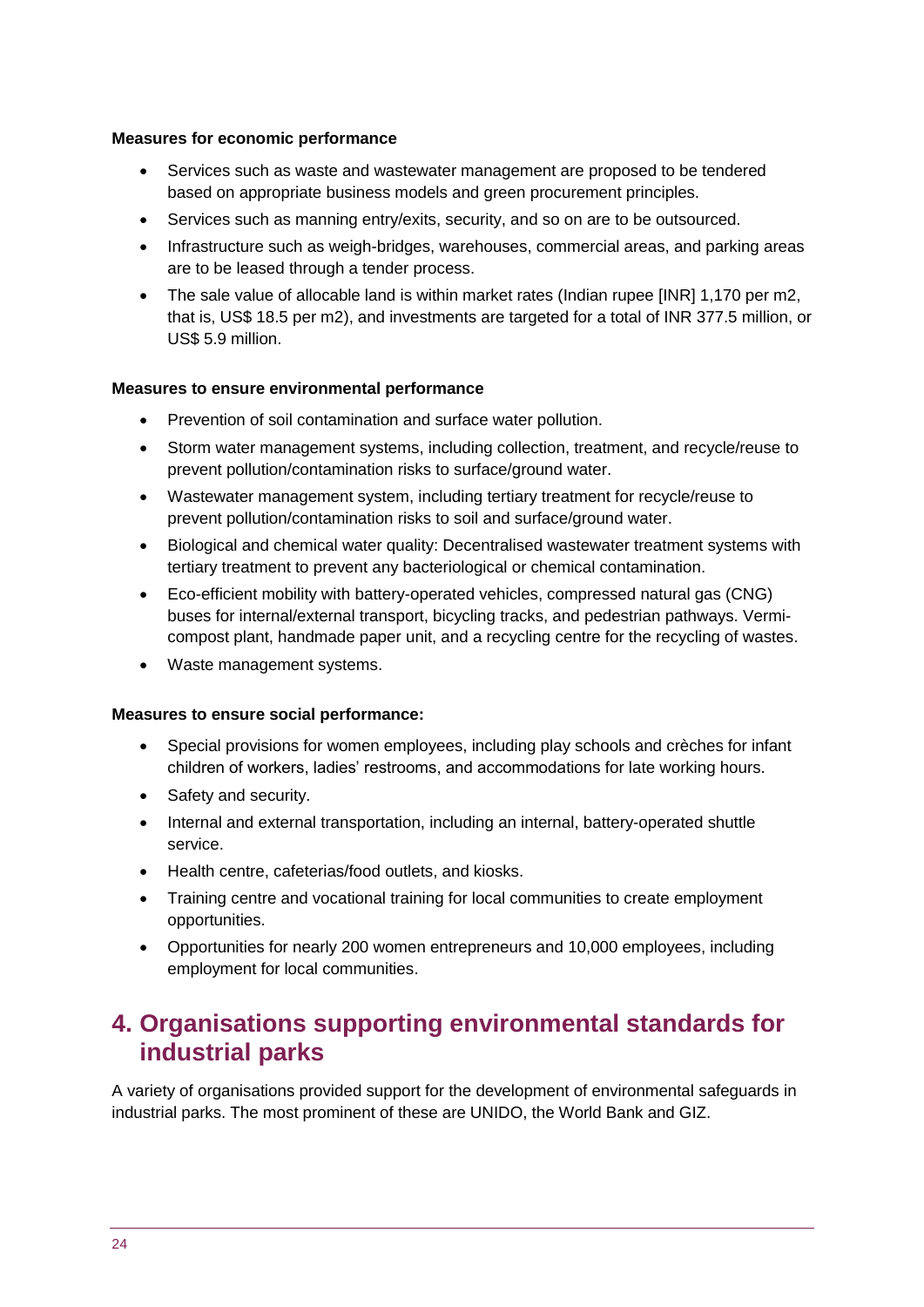**Measures for economic performance**

- Services such as waste and wastewater management are proposed to be tendered based on appropriate business models and green procurement principles.
- Services such as manning entry/exits, security, and so on are to be outsourced.
- Infrastructure such as weigh-bridges, warehouses, commercial areas, and parking areas are to be leased through a tender process.
- The sale value of allocable land is within market rates (Indian rupee [INR] 1,170 per m2, that is, US$ 18.5 per m2), and investments are targeted for a total of INR 377.5 million, or US$ 5.9 million.

**Measures to ensure environmental performance**

- Prevention of soil contamination and surface water pollution.
- Storm water management systems, including collection, treatment, and recycle/reuse to prevent pollution/contamination risks to surface/ground water.
- Wastewater management system, including tertiary treatment for recycle/reuse to prevent pollution/contamination risks to soil and surface/ground water.
- Biological and chemical water quality: Decentralised wastewater treatment systems with tertiary treatment to prevent any bacteriological or chemical contamination.
- Eco-efficient mobility with battery-operated vehicles, compressed natural gas (CNG) buses for internal/external transport, bicycling tracks, and pedestrian pathways. Vermi-compost plant, handmade paper unit, and a recycling centre for the recycling of wastes.
- Waste management systems.

**Measures to ensure social performance:**

- Special provisions for women employees, including play schools and crèches for infant children of workers, ladies' restrooms, and accommodations for late working hours.
- Safety and security.
- Internal and external transportation, including an internal, battery-operated shuttle service.
- Health centre, cafeterias/food outlets, and kiosks.
- Training centre and vocational training for local communities to create employment opportunities.
- Opportunities for nearly 200 women entrepreneurs and 10,000 employees, including employment for local communities.

## 4. Organisations supporting environmental standards for industrial parks

A variety of organisations provided support for the development of environmental safeguards in industrial parks. The most prominent of these are UNIDO, the World Bank and GIZ.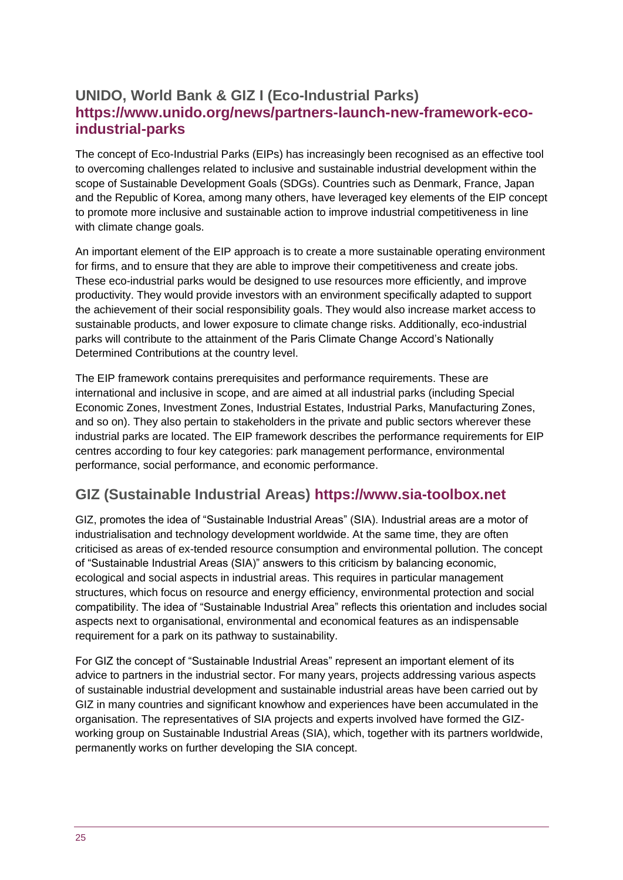## UNIDO, World Bank & GIZ I (Eco-Industrial Parks) https://www.unido.org/news/partners-launch-new-framework-eco-industrial-parks

The concept of Eco-Industrial Parks (EIPs) has increasingly been recognised as an effective tool to overcoming challenges related to inclusive and sustainable industrial development within the scope of Sustainable Development Goals (SDGs). Countries such as Denmark, France, Japan and the Republic of Korea, among many others, have leveraged key elements of the EIP concept to promote more inclusive and sustainable action to improve industrial competitiveness in line with climate change goals.

An important element of the EIP approach is to create a more sustainable operating environment for firms, and to ensure that they are able to improve their competitiveness and create jobs. These eco-industrial parks would be designed to use resources more efficiently, and improve productivity. They would provide investors with an environment specifically adapted to support the achievement of their social responsibility goals. They would also increase market access to sustainable products, and lower exposure to climate change risks. Additionally, eco-industrial parks will contribute to the attainment of the Paris Climate Change Accord's Nationally Determined Contributions at the country level.

The EIP framework contains prerequisites and performance requirements. These are international and inclusive in scope, and are aimed at all industrial parks (including Special Economic Zones, Investment Zones, Industrial Estates, Industrial Parks, Manufacturing Zones, and so on). They also pertain to stakeholders in the private and public sectors wherever these industrial parks are located. The EIP framework describes the performance requirements for EIP centres according to four key categories: park management performance, environmental performance, social performance, and economic performance.

## GIZ (Sustainable Industrial Areas) https://www.sia-toolbox.net

GIZ, promotes the idea of "Sustainable Industrial Areas" (SIA). Industrial areas are a motor of industrialisation and technology development worldwide. At the same time, they are often criticised as areas of ex-tended resource consumption and environmental pollution. The concept of "Sustainable Industrial Areas (SIA)" answers to this criticism by balancing economic, ecological and social aspects in industrial areas. This requires in particular management structures, which focus on resource and energy efficiency, environmental protection and social compatibility. The idea of "Sustainable Industrial Area" reflects this orientation and includes social aspects next to organisational, environmental and economical features as an indispensable requirement for a park on its pathway to sustainability.

For GIZ the concept of "Sustainable Industrial Areas" represent an important element of its advice to partners in the industrial sector. For many years, projects addressing various aspects of sustainable industrial development and sustainable industrial areas have been carried out by GIZ in many countries and significant knowhow and experiences have been accumulated in the organisation. The representatives of SIA projects and experts involved have formed the GIZ-working group on Sustainable Industrial Areas (SIA), which, together with its partners worldwide, permanently works on further developing the SIA concept.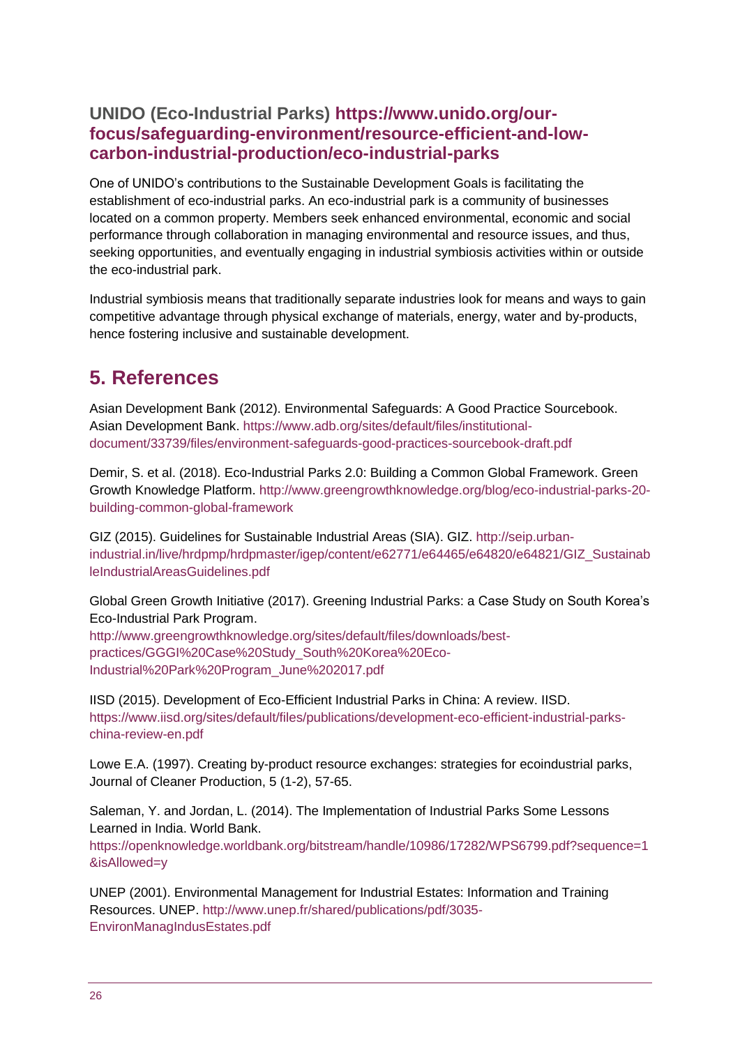### UNIDO (Eco-Industrial Parks) https://www.unido.org/our-focus/safeguarding-environment/resource-efficient-and-low-carbon-industrial-production/eco-industrial-parks

One of UNIDO's contributions to the Sustainable Development Goals is facilitating the establishment of eco-industrial parks. An eco-industrial park is a community of businesses located on a common property. Members seek enhanced environmental, economic and social performance through collaboration in managing environmental and resource issues, and thus, seeking opportunities, and eventually engaging in industrial symbiosis activities within or outside the eco-industrial park.

Industrial symbiosis means that traditionally separate industries look for means and ways to gain competitive advantage through physical exchange of materials, energy, water and by-products, hence fostering inclusive and sustainable development.

## 5. References

Asian Development Bank (2012). Environmental Safeguards: A Good Practice Sourcebook. Asian Development Bank. https://www.adb.org/sites/default/files/institutional-document/33739/files/environment-safeguards-good-practices-sourcebook-draft.pdf

Demir, S. et al. (2018). Eco-Industrial Parks 2.0: Building a Common Global Framework. Green Growth Knowledge Platform. http://www.greengrowthknowledge.org/blog/eco-industrial-parks-20-building-common-global-framework

GIZ (2015). Guidelines for Sustainable Industrial Areas (SIA). GIZ. http://seip.urban-industrial.in/live/hrdpmp/hrdpmaster/igep/content/e62771/e64465/e64820/e64821/GIZ_SustainableIndustrialAreasGuidelines.pdf

Global Green Growth Initiative (2017). Greening Industrial Parks: a Case Study on South Korea's Eco-Industrial Park Program. http://www.greengrowthknowledge.org/sites/default/files/downloads/best-practices/GGGI%20Case%20Study_South%20Korea%20Eco-Industrial%20Park%20Program_June%202017.pdf

IISD (2015). Development of Eco-Efficient Industrial Parks in China: A review. IISD. https://www.iisd.org/sites/default/files/publications/development-eco-efficient-industrial-parks-china-review-en.pdf

Lowe E.A. (1997). Creating by-product resource exchanges: strategies for ecoindustrial parks, Journal of Cleaner Production, 5 (1-2), 57-65.

Saleman, Y. and Jordan, L. (2014). The Implementation of Industrial Parks Some Lessons Learned in India. World Bank. https://openknowledge.worldbank.org/bitstream/handle/10986/17282/WPS6799.pdf?sequence=1&isAllowed=y

UNEP (2001). Environmental Management for Industrial Estates: Information and Training Resources. UNEP. http://www.unep.fr/shared/publications/pdf/3035-EnvironManagIndusEstates.pdf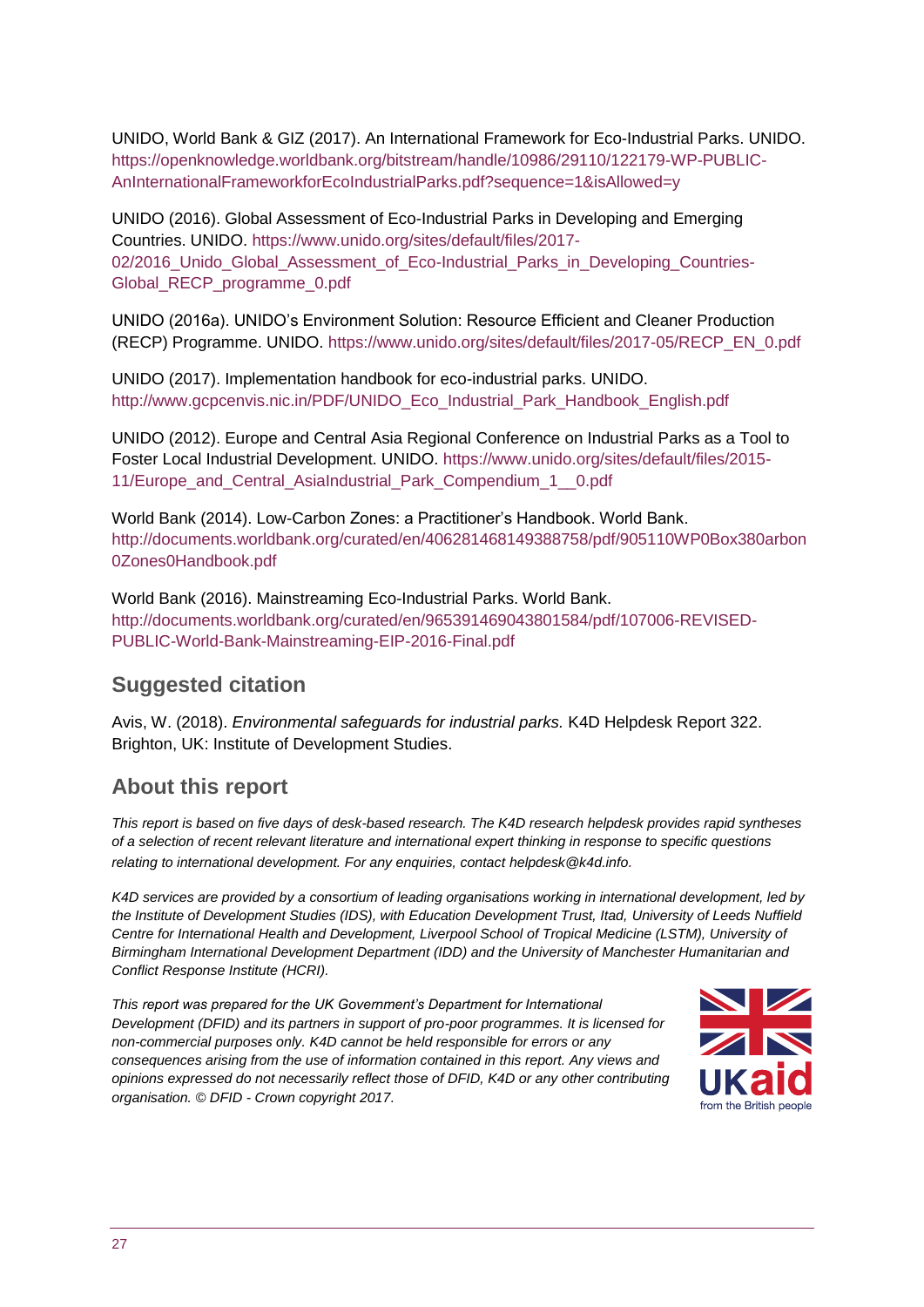UNIDO, World Bank & GIZ (2017). An International Framework for Eco-Industrial Parks. UNIDO. https://openknowledge.worldbank.org/bitstream/handle/10986/29110/122179-WP-PUBLIC-AnInternationalFrameworkforEcoIndustrialParks.pdf?sequence=1&isAllowed=y

UNIDO (2016). Global Assessment of Eco-Industrial Parks in Developing and Emerging Countries. UNIDO. https://www.unido.org/sites/default/files/2017-02/2016_Unido_Global_Assessment_of_Eco-Industrial_Parks_in_Developing_Countries-Global_RECP_programme_0.pdf

UNIDO (2016a). UNIDO's Environment Solution: Resource Efficient and Cleaner Production (RECP) Programme. UNIDO. https://www.unido.org/sites/default/files/2017-05/RECP_EN_0.pdf

UNIDO (2017). Implementation handbook for eco-industrial parks. UNIDO. http://www.gcpcenvis.nic.in/PDF/UNIDO_Eco_Industrial_Park_Handbook_English.pdf

UNIDO (2012). Europe and Central Asia Regional Conference on Industrial Parks as a Tool to Foster Local Industrial Development. UNIDO. https://www.unido.org/sites/default/files/2015-11/Europe_and_Central_AsiaIndustrial_Park_Compendium_1__0.pdf

World Bank (2014). Low-Carbon Zones: a Practitioner's Handbook. World Bank. http://documents.worldbank.org/curated/en/406281468149388758/pdf/905110WP0Box380arbon0Zones0Handbook.pdf

World Bank (2016). Mainstreaming Eco-Industrial Parks. World Bank. http://documents.worldbank.org/curated/en/965391469043801584/pdf/107006-REVISED-PUBLIC-World-Bank-Mainstreaming-EIP-2016-Final.pdf

## Suggested citation

Avis, W. (2018). *Environmental safeguards for industrial parks.* K4D Helpdesk Report 322. Brighton, UK: Institute of Development Studies.

## About this report

*This report is based on five days of desk-based research. The K4D research helpdesk provides rapid syntheses of a selection of recent relevant literature and international expert thinking in response to specific questions relating to international development. For any enquiries, contact helpdesk@k4d.info.*

*K4D services are provided by a consortium of leading organisations working in international development, led by the Institute of Development Studies (IDS), with Education Development Trust, Itad, University of Leeds Nuffield Centre for International Health and Development, Liverpool School of Tropical Medicine (LSTM), University of Birmingham International Development Department (IDD) and the University of Manchester Humanitarian and Conflict Response Institute (HCRI).*

*This report was prepared for the UK Government's Department for International Development (DFID) and its partners in support of pro-poor programmes. It is licensed for non-commercial purposes only. K4D cannot be held responsible for errors or any consequences arising from the use of information contained in this report. Any views and opinions expressed do not necessarily reflect those of DFID, K4D or any other contributing organisation. © DFID - Crown copyright 2017.*

UKaid
from the British people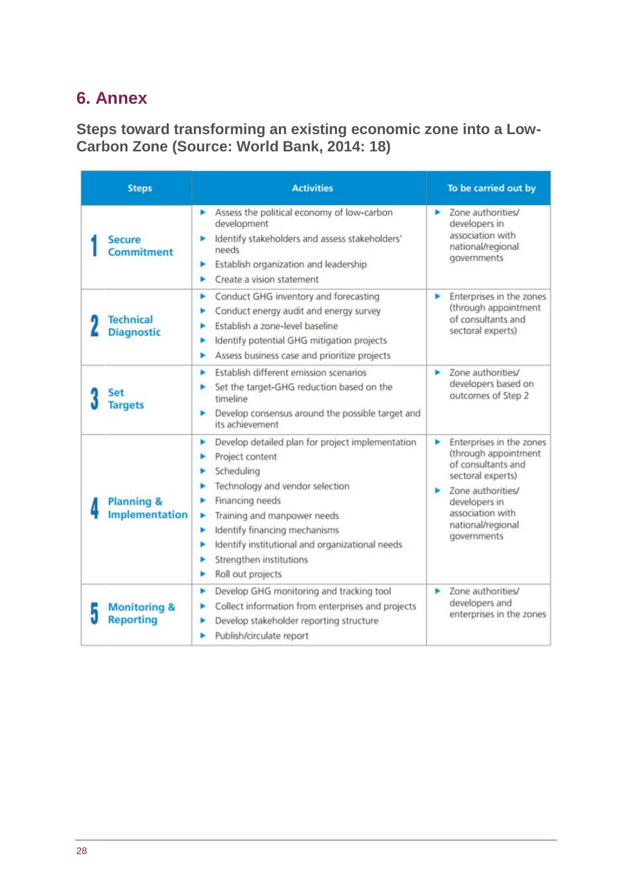# 6. Annex

## Steps toward transforming an existing economic zone into a Low-Carbon Zone (Source: World Bank, 2014: 18)

| Steps | Activities | To be carried out by |
|---|---|---|
| 1 Secure Commitment | ▸ Assess the political economy of low-carbon development<br>▸ Identify stakeholders and assess stakeholders' needs<br>▸ Establish organization and leadership<br>▸ Create a vision statement | ▸ Zone authorities/ developers in association with national/regional governments |
| 2 Technical Diagnostic | ▸ Conduct GHG inventory and forecasting<br>▸ Conduct energy audit and energy survey<br>▸ Establish a zone-level baseline<br>▸ Identify potential GHG mitigation projects<br>▸ Assess business case and prioritize projects | ▸ Enterprises in the zones (through appointment of consultants and sectoral experts) |
| 3 Set Targets | ▸ Establish different emission scenarios<br>▸ Set the target-GHG reduction based on the timeline<br>▸ Develop consensus around the possible target and its achievement | ▸ Zone authorities/ developers based on outcomes of Step 2 |
| 4 Planning & Implementation | ▸ Develop detailed plan for project implementation<br>▸ Project content<br>▸ Scheduling<br>▸ Technology and vendor selection<br>▸ Financing needs<br>▸ Training and manpower needs<br>▸ Identify financing mechanisms<br>▸ Identify institutional and organizational needs<br>▸ Strengthen institutions<br>▸ Roll out projects | ▸ Enterprises in the zones (through appointment of consultants and sectoral experts)<br>▸ Zone authorities/ developers in association with national/regional governments |
| 5 Monitoring & Reporting | ▸ Develop GHG monitoring and tracking tool<br>▸ Collect information from enterprises and projects<br>▸ Develop stakeholder reporting structure<br>▸ Publish/circulate report | ▸ Zone authorities/ developers and enterprises in the zones |